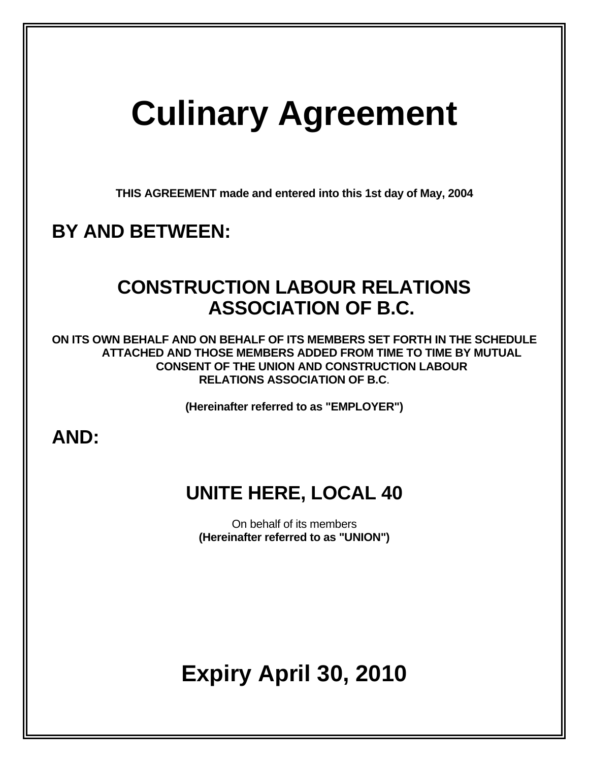# Culinary Agreement

**THIS AGREEMENT made and entered into this 1st day of May, 2004**

## BY AND BETWEEN:

## CONSTRUCTION LABOUR RELATIONS ASSOCIATION OF B.C.

**ON ITS OWN BEHALF AND ON BEHALF OF ITS MEMBERS SET FORTH IN THE SCHEDULE ATTACHED AND THOSE MEMBERS ADDED FROM TIME TO TIME BY MUTUAL CONSENT OF THE UNION AND CONSTRUCTION LABOUR RELATIONS ASSOCIATION OF B.C.**

**(Hereinafter referred to as "EMPLOYER")**

## AND:

## UNITE HERE, LOCAL 40

On behalf of its members
**(Hereinafter referred to as "UNION")**

# Expiry April 30, 2010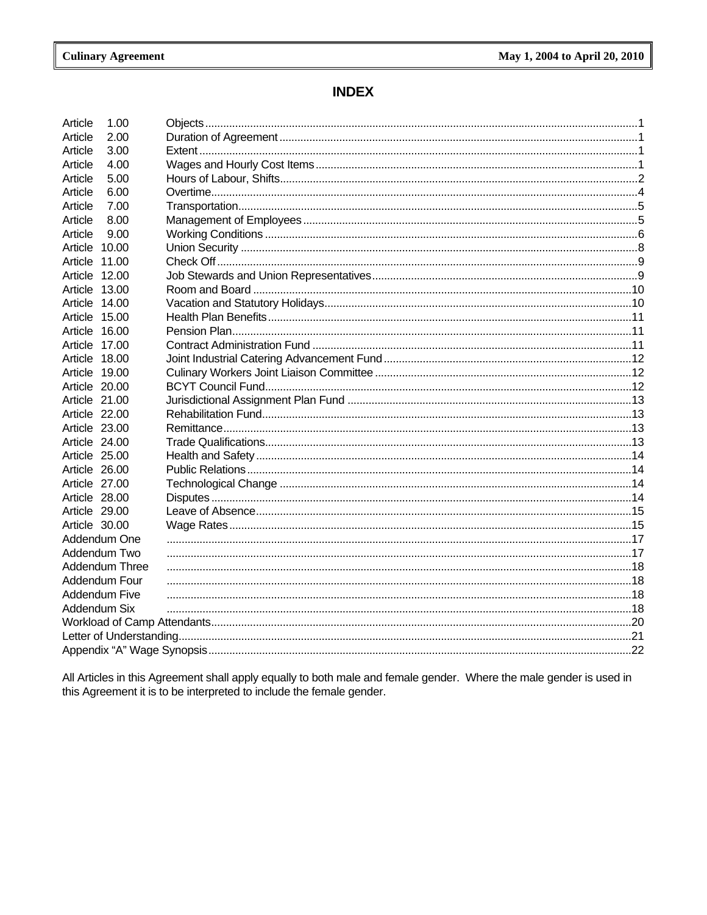# INDEX

| | | |
|---|---|---|
| Article 1.00 | Objects | 1 |
| Article 2.00 | Duration of Agreement | 1 |
| Article 3.00 | Extent | 1 |
| Article 4.00 | Wages and Hourly Cost Items | 1 |
| Article 5.00 | Hours of Labour, Shifts | 2 |
| Article 6.00 | Overtime | 4 |
| Article 7.00 | Transportation | 5 |
| Article 8.00 | Management of Employees | 5 |
| Article 9.00 | Working Conditions | 6 |
| Article 10.00 | Union Security | 8 |
| Article 11.00 | Check Off | 9 |
| Article 12.00 | Job Stewards and Union Representatives | 9 |
| Article 13.00 | Room and Board | 10 |
| Article 14.00 | Vacation and Statutory Holidays | 10 |
| Article 15.00 | Health Plan Benefits | 11 |
| Article 16.00 | Pension Plan | 11 |
| Article 17.00 | Contract Administration Fund | 11 |
| Article 18.00 | Joint Industrial Catering Advancement Fund | 12 |
| Article 19.00 | Culinary Workers Joint Liaison Committee | 12 |
| Article 20.00 | BCYT Council Fund | 12 |
| Article 21.00 | Jurisdictional Assignment Plan Fund | 13 |
| Article 22.00 | Rehabilitation Fund | 13 |
| Article 23.00 | Remittance | 13 |
| Article 24.00 | Trade Qualifications | 13 |
| Article 25.00 | Health and Safety | 14 |
| Article 26.00 | Public Relations | 14 |
| Article 27.00 | Technological Change | 14 |
| Article 28.00 | Disputes | 14 |
| Article 29.00 | Leave of Absence | 15 |
| Article 30.00 | Wage Rates | 15 |
| Addendum One | | 17 |
| Addendum Two | | 17 |
| Addendum Three | | 18 |
| Addendum Four | | 18 |
| Addendum Five | | 18 |
| Addendum Six | | 18 |
| Workload of Camp Attendants | | 20 |
| Letter of Understanding | | 21 |
| Appendix "A" Wage Synopsis | | 22 |

All Articles in this Agreement shall apply equally to both male and female gender. Where the male gender is used in this Agreement it is to be interpreted to include the female gender.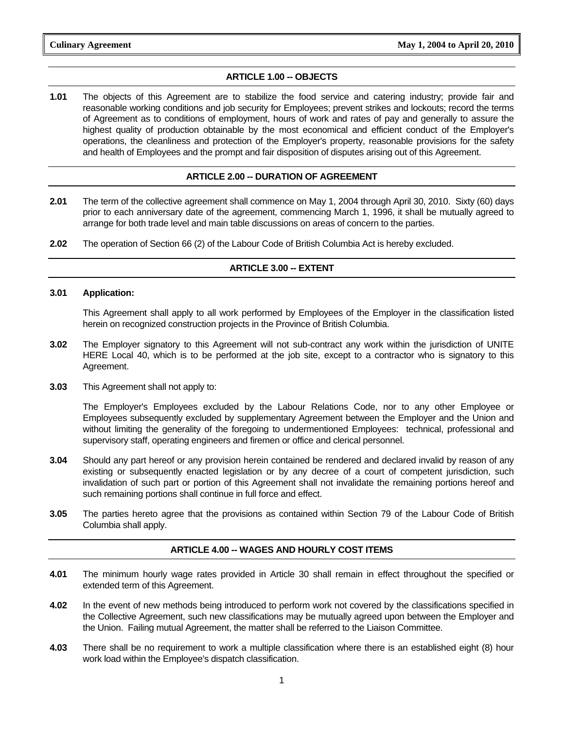## ARTICLE 1.00 -- OBJECTS

**1.01** The objects of this Agreement are to stabilize the food service and catering industry; provide fair and reasonable working conditions and job security for Employees; prevent strikes and lockouts; record the terms of Agreement as to conditions of employment, hours of work and rates of pay and generally to assure the highest quality of production obtainable by the most economical and efficient conduct of the Employer's operations, the cleanliness and protection of the Employer's property, reasonable provisions for the safety and health of Employees and the prompt and fair disposition of disputes arising out of this Agreement.

## ARTICLE 2.00 -- DURATION OF AGREEMENT

**2.01** The term of the collective agreement shall commence on May 1, 2004 through April 30, 2010. Sixty (60) days prior to each anniversary date of the agreement, commencing March 1, 1996, it shall be mutually agreed to arrange for both trade level and main table discussions on areas of concern to the parties.

**2.02** The operation of Section 66 (2) of the Labour Code of British Columbia Act is hereby excluded.

## ARTICLE 3.00 -- EXTENT

**3.01 Application:**

This Agreement shall apply to all work performed by Employees of the Employer in the classification listed herein on recognized construction projects in the Province of British Columbia.

**3.02** The Employer signatory to this Agreement will not sub-contract any work within the jurisdiction of UNITE HERE Local 40, which is to be performed at the job site, except to a contractor who is signatory to this Agreement.

**3.03** This Agreement shall not apply to:

The Employer's Employees excluded by the Labour Relations Code, nor to any other Employee or Employees subsequently excluded by supplementary Agreement between the Employer and the Union and without limiting the generality of the foregoing to undermentioned Employees: technical, professional and supervisory staff, operating engineers and firemen or office and clerical personnel.

**3.04** Should any part hereof or any provision herein contained be rendered and declared invalid by reason of any existing or subsequently enacted legislation or by any decree of a court of competent jurisdiction, such invalidation of such part or portion of this Agreement shall not invalidate the remaining portions hereof and such remaining portions shall continue in full force and effect.

**3.05** The parties hereto agree that the provisions as contained within Section 79 of the Labour Code of British Columbia shall apply.

## ARTICLE 4.00 -- WAGES AND HOURLY COST ITEMS

**4.01** The minimum hourly wage rates provided in Article 30 shall remain in effect throughout the specified or extended term of this Agreement.

**4.02** In the event of new methods being introduced to perform work not covered by the classifications specified in the Collective Agreement, such new classifications may be mutually agreed upon between the Employer and the Union. Failing mutual Agreement, the matter shall be referred to the Liaison Committee.

**4.03** There shall be no requirement to work a multiple classification where there is an established eight (8) hour work load within the Employee's dispatch classification.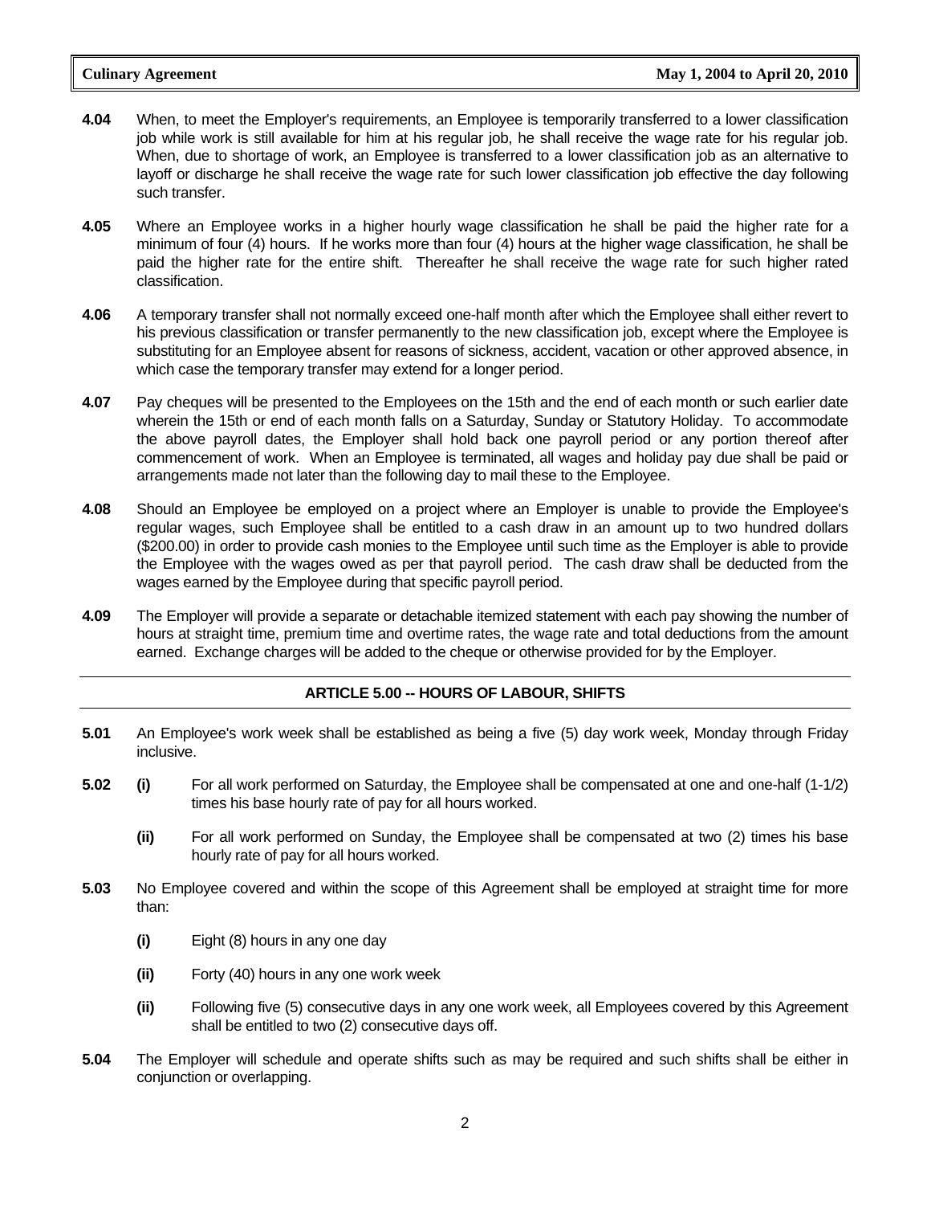**4.04** When, to meet the Employer's requirements, an Employee is temporarily transferred to a lower classification job while work is still available for him at his regular job, he shall receive the wage rate for his regular job. When, due to shortage of work, an Employee is transferred to a lower classification job as an alternative to layoff or discharge he shall receive the wage rate for such lower classification job effective the day following such transfer.

**4.05** Where an Employee works in a higher hourly wage classification he shall be paid the higher rate for a minimum of four (4) hours. If he works more than four (4) hours at the higher wage classification, he shall be paid the higher rate for the entire shift. Thereafter he shall receive the wage rate for such higher rated classification.

**4.06** A temporary transfer shall not normally exceed one-half month after which the Employee shall either revert to his previous classification or transfer permanently to the new classification job, except where the Employee is substituting for an Employee absent for reasons of sickness, accident, vacation or other approved absence, in which case the temporary transfer may extend for a longer period.

**4.07** Pay cheques will be presented to the Employees on the 15th and the end of each month or such earlier date wherein the 15th or end of each month falls on a Saturday, Sunday or Statutory Holiday. To accommodate the above payroll dates, the Employer shall hold back one payroll period or any portion thereof after commencement of work. When an Employee is terminated, all wages and holiday pay due shall be paid or arrangements made not later than the following day to mail these to the Employee.

**4.08** Should an Employee be employed on a project where an Employer is unable to provide the Employee's regular wages, such Employee shall be entitled to a cash draw in an amount up to two hundred dollars ($200.00) in order to provide cash monies to the Employee until such time as the Employer is able to provide the Employee with the wages owed as per that payroll period. The cash draw shall be deducted from the wages earned by the Employee during that specific payroll period.

**4.09** The Employer will provide a separate or detachable itemized statement with each pay showing the number of hours at straight time, premium time and overtime rates, the wage rate and total deductions from the amount earned. Exchange charges will be added to the cheque or otherwise provided for by the Employer.

## ARTICLE 5.00 -- HOURS OF LABOUR, SHIFTS

**5.01** An Employee's work week shall be established as being a five (5) day work week, Monday through Friday inclusive.

**5.02** **(i)** For all work performed on Saturday, the Employee shall be compensated at one and one-half (1-1/2) times his base hourly rate of pay for all hours worked.

**(ii)** For all work performed on Sunday, the Employee shall be compensated at two (2) times his base hourly rate of pay for all hours worked.

**5.03** No Employee covered and within the scope of this Agreement shall be employed at straight time for more than:

**(i)** Eight (8) hours in any one day

**(ii)** Forty (40) hours in any one work week

**(ii)** Following five (5) consecutive days in any one work week, all Employees covered by this Agreement shall be entitled to two (2) consecutive days off.

**5.04** The Employer will schedule and operate shifts such as may be required and such shifts shall be either in conjunction or overlapping.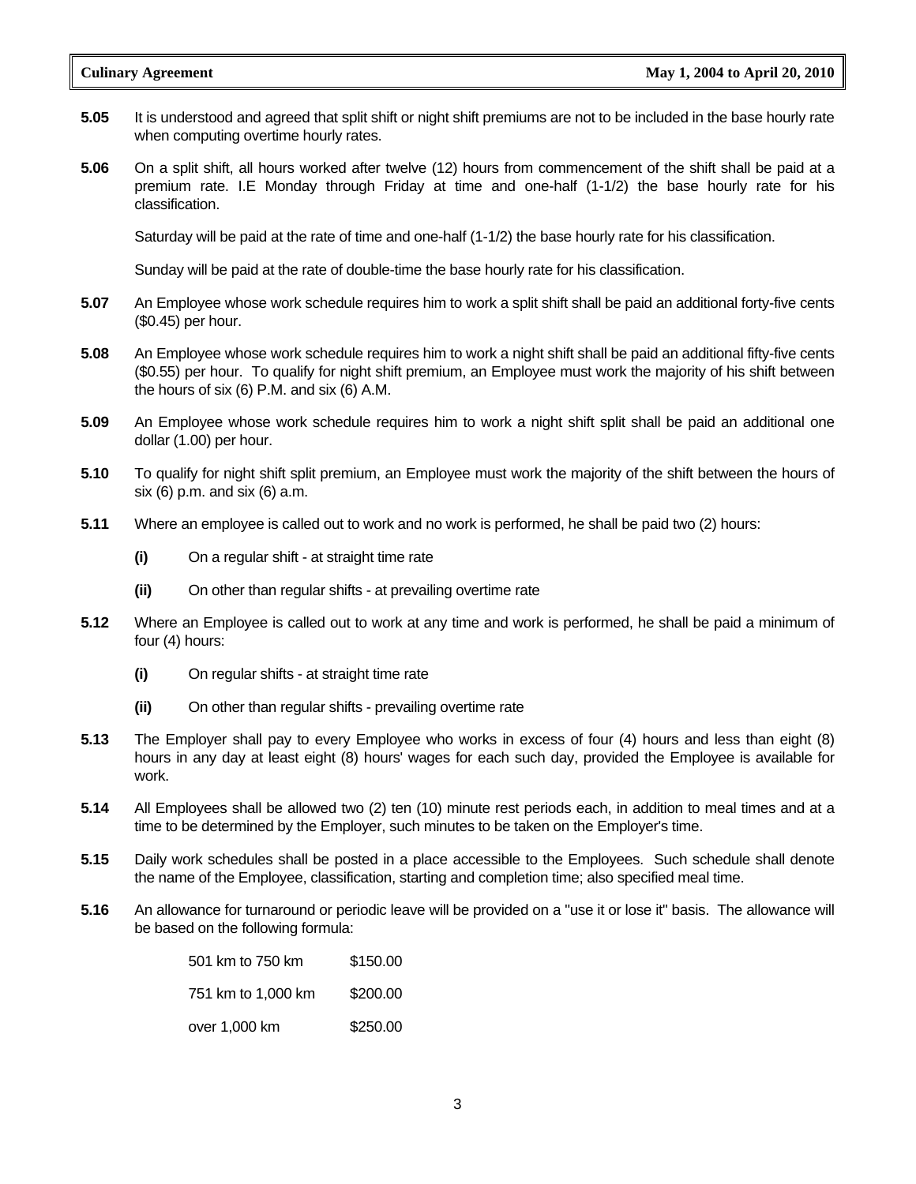**5.05** It is understood and agreed that split shift or night shift premiums are not to be included in the base hourly rate when computing overtime hourly rates.

**5.06** On a split shift, all hours worked after twelve (12) hours from commencement of the shift shall be paid at a premium rate. I.E Monday through Friday at time and one-half (1-1/2) the base hourly rate for his classification.

Saturday will be paid at the rate of time and one-half (1-1/2) the base hourly rate for his classification.

Sunday will be paid at the rate of double-time the base hourly rate for his classification.

**5.07** An Employee whose work schedule requires him to work a split shift shall be paid an additional forty-five cents ($0.45) per hour.

**5.08** An Employee whose work schedule requires him to work a night shift shall be paid an additional fifty-five cents ($0.55) per hour. To qualify for night shift premium, an Employee must work the majority of his shift between the hours of six (6) P.M. and six (6) A.M.

**5.09** An Employee whose work schedule requires him to work a night shift split shall be paid an additional one dollar (1.00) per hour.

**5.10** To qualify for night shift split premium, an Employee must work the majority of the shift between the hours of six (6) p.m. and six (6) a.m.

**5.11** Where an employee is called out to work and no work is performed, he shall be paid two (2) hours:

**(i)** On a regular shift - at straight time rate

**(ii)** On other than regular shifts - at prevailing overtime rate

**5.12** Where an Employee is called out to work at any time and work is performed, he shall be paid a minimum of four (4) hours:

**(i)** On regular shifts - at straight time rate

**(ii)** On other than regular shifts - prevailing overtime rate

**5.13** The Employer shall pay to every Employee who works in excess of four (4) hours and less than eight (8) hours in any day at least eight (8) hours' wages for each such day, provided the Employee is available for work.

**5.14** All Employees shall be allowed two (2) ten (10) minute rest periods each, in addition to meal times and at a time to be determined by the Employer, such minutes to be taken on the Employer's time.

**5.15** Daily work schedules shall be posted in a place accessible to the Employees. Such schedule shall denote the name of the Employee, classification, starting and completion time; also specified meal time.

**5.16** An allowance for turnaround or periodic leave will be provided on a "use it or lose it" basis. The allowance will be based on the following formula:

| | |
|---|---|
| 501 km to 750 km | $150.00 |
| 751 km to 1,000 km | $200.00 |
| over 1,000 km | $250.00 |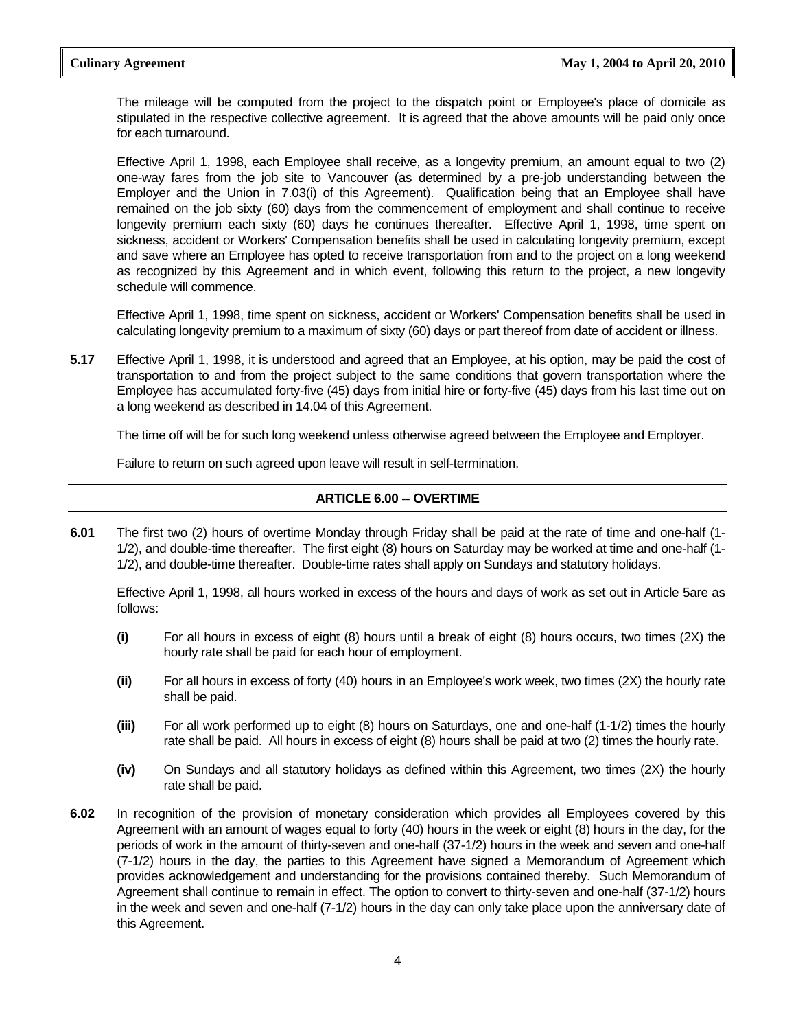The mileage will be computed from the project to the dispatch point or Employee's place of domicile as stipulated in the respective collective agreement. It is agreed that the above amounts will be paid only once for each turnaround.

Effective April 1, 1998, each Employee shall receive, as a longevity premium, an amount equal to two (2) one-way fares from the job site to Vancouver (as determined by a pre-job understanding between the Employer and the Union in 7.03(i) of this Agreement). Qualification being that an Employee shall have remained on the job sixty (60) days from the commencement of employment and shall continue to receive longevity premium each sixty (60) days he continues thereafter. Effective April 1, 1998, time spent on sickness, accident or Workers' Compensation benefits shall be used in calculating longevity premium, except and save where an Employee has opted to receive transportation from and to the project on a long weekend as recognized by this Agreement and in which event, following this return to the project, a new longevity schedule will commence.

Effective April 1, 1998, time spent on sickness, accident or Workers' Compensation benefits shall be used in calculating longevity premium to a maximum of sixty (60) days or part thereof from date of accident or illness.

**5.17** Effective April 1, 1998, it is understood and agreed that an Employee, at his option, may be paid the cost of transportation to and from the project subject to the same conditions that govern transportation where the Employee has accumulated forty-five (45) days from initial hire or forty-five (45) days from his last time out on a long weekend as described in 14.04 of this Agreement.

The time off will be for such long weekend unless otherwise agreed between the Employee and Employer.

Failure to return on such agreed upon leave will result in self-termination.

## ARTICLE 6.00 -- OVERTIME

**6.01** The first two (2) hours of overtime Monday through Friday shall be paid at the rate of time and one-half (1-1/2), and double-time thereafter. The first eight (8) hours on Saturday may be worked at time and one-half (1-1/2), and double-time thereafter. Double-time rates shall apply on Sundays and statutory holidays.

Effective April 1, 1998, all hours worked in excess of the hours and days of work as set out in Article 5are as follows:

**(i)** For all hours in excess of eight (8) hours until a break of eight (8) hours occurs, two times (2X) the hourly rate shall be paid for each hour of employment.

**(ii)** For all hours in excess of forty (40) hours in an Employee's work week, two times (2X) the hourly rate shall be paid.

**(iii)** For all work performed up to eight (8) hours on Saturdays, one and one-half (1-1/2) times the hourly rate shall be paid. All hours in excess of eight (8) hours shall be paid at two (2) times the hourly rate.

**(iv)** On Sundays and all statutory holidays as defined within this Agreement, two times (2X) the hourly rate shall be paid.

**6.02** In recognition of the provision of monetary consideration which provides all Employees covered by this Agreement with an amount of wages equal to forty (40) hours in the week or eight (8) hours in the day, for the periods of work in the amount of thirty-seven and one-half (37-1/2) hours in the week and seven and one-half (7-1/2) hours in the day, the parties to this Agreement have signed a Memorandum of Agreement which provides acknowledgement and understanding for the provisions contained thereby. Such Memorandum of Agreement shall continue to remain in effect. The option to convert to thirty-seven and one-half (37-1/2) hours in the week and seven and one-half (7-1/2) hours in the day can only take place upon the anniversary date of this Agreement.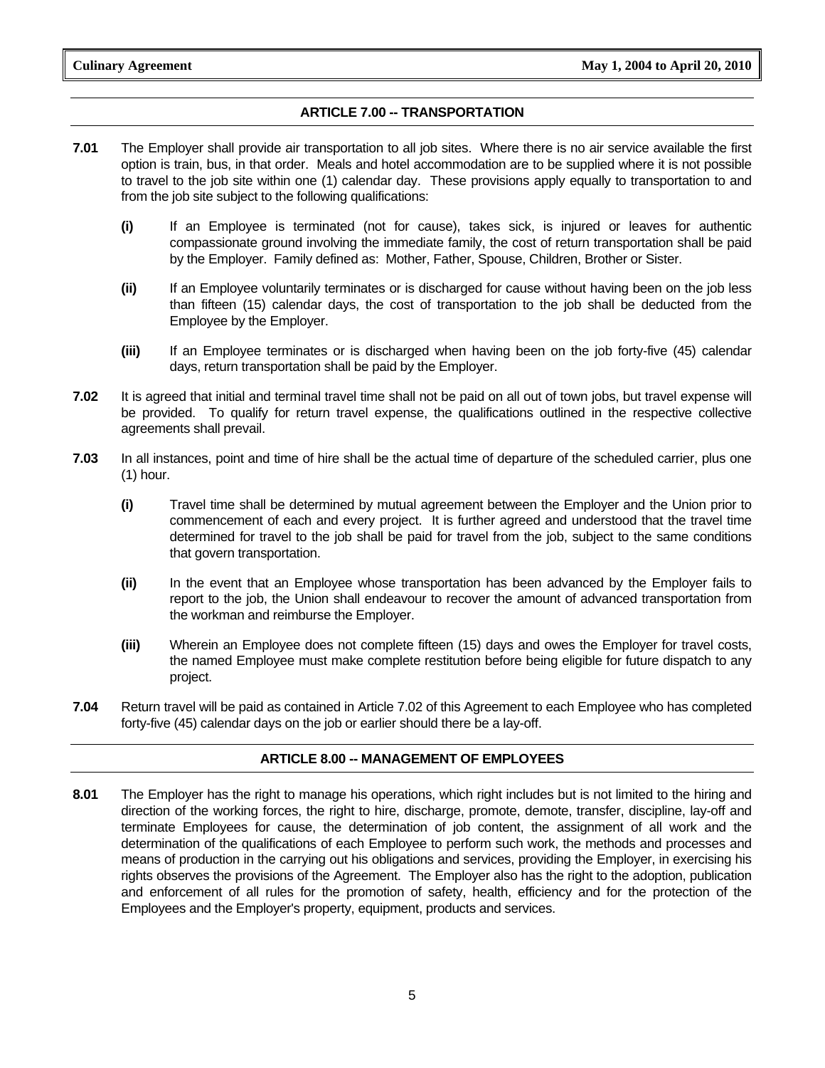## ARTICLE 7.00 -- TRANSPORTATION

**7.01** The Employer shall provide air transportation to all job sites. Where there is no air service available the first option is train, bus, in that order. Meals and hotel accommodation are to be supplied where it is not possible to travel to the job site within one (1) calendar day. These provisions apply equally to transportation to and from the job site subject to the following qualifications:

**(i)** If an Employee is terminated (not for cause), takes sick, is injured or leaves for authentic compassionate ground involving the immediate family, the cost of return transportation shall be paid by the Employer. Family defined as: Mother, Father, Spouse, Children, Brother or Sister.

**(ii)** If an Employee voluntarily terminates or is discharged for cause without having been on the job less than fifteen (15) calendar days, the cost of transportation to the job shall be deducted from the Employee by the Employer.

**(iii)** If an Employee terminates or is discharged when having been on the job forty-five (45) calendar days, return transportation shall be paid by the Employer.

**7.02** It is agreed that initial and terminal travel time shall not be paid on all out of town jobs, but travel expense will be provided. To qualify for return travel expense, the qualifications outlined in the respective collective agreements shall prevail.

**7.03** In all instances, point and time of hire shall be the actual time of departure of the scheduled carrier, plus one (1) hour.

**(i)** Travel time shall be determined by mutual agreement between the Employer and the Union prior to commencement of each and every project. It is further agreed and understood that the travel time determined for travel to the job shall be paid for travel from the job, subject to the same conditions that govern transportation.

**(ii)** In the event that an Employee whose transportation has been advanced by the Employer fails to report to the job, the Union shall endeavour to recover the amount of advanced transportation from the workman and reimburse the Employer.

**(iii)** Wherein an Employee does not complete fifteen (15) days and owes the Employer for travel costs, the named Employee must make complete restitution before being eligible for future dispatch to any project.

**7.04** Return travel will be paid as contained in Article 7.02 of this Agreement to each Employee who has completed forty-five (45) calendar days on the job or earlier should there be a lay-off.

## ARTICLE 8.00 -- MANAGEMENT OF EMPLOYEES

**8.01** The Employer has the right to manage his operations, which right includes but is not limited to the hiring and direction of the working forces, the right to hire, discharge, promote, demote, transfer, discipline, lay-off and terminate Employees for cause, the determination of job content, the assignment of all work and the determination of the qualifications of each Employee to perform such work, the methods and processes and means of production in the carrying out his obligations and services, providing the Employer, in exercising his rights observes the provisions of the Agreement. The Employer also has the right to the adoption, publication and enforcement of all rules for the promotion of safety, health, efficiency and for the protection of the Employees and the Employer's property, equipment, products and services.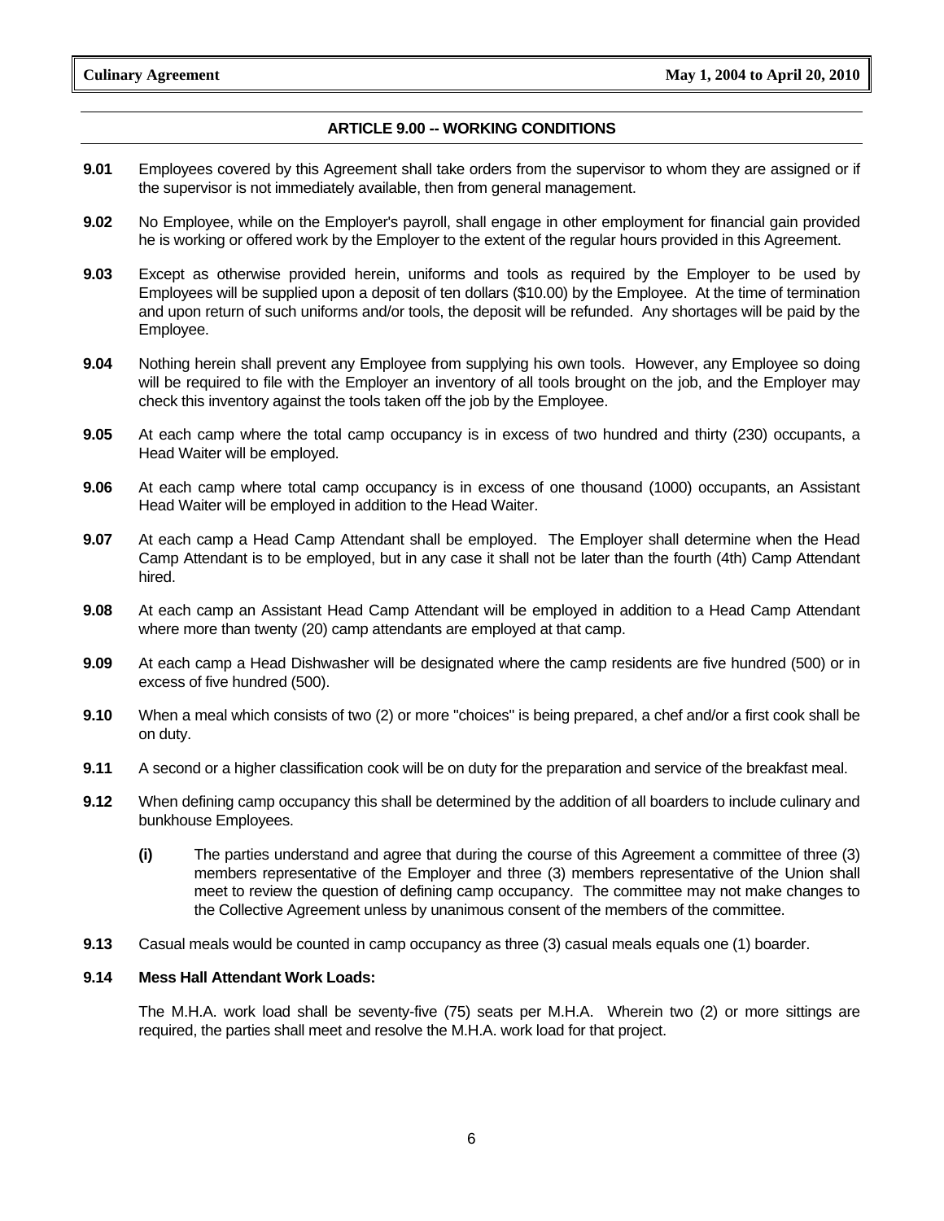## ARTICLE 9.00 -- WORKING CONDITIONS

**9.01** Employees covered by this Agreement shall take orders from the supervisor to whom they are assigned or if the supervisor is not immediately available, then from general management.

**9.02** No Employee, while on the Employer's payroll, shall engage in other employment for financial gain provided he is working or offered work by the Employer to the extent of the regular hours provided in this Agreement.

**9.03** Except as otherwise provided herein, uniforms and tools as required by the Employer to be used by Employees will be supplied upon a deposit of ten dollars ($10.00) by the Employee. At the time of termination and upon return of such uniforms and/or tools, the deposit will be refunded. Any shortages will be paid by the Employee.

**9.04** Nothing herein shall prevent any Employee from supplying his own tools. However, any Employee so doing will be required to file with the Employer an inventory of all tools brought on the job, and the Employer may check this inventory against the tools taken off the job by the Employee.

**9.05** At each camp where the total camp occupancy is in excess of two hundred and thirty (230) occupants, a Head Waiter will be employed.

**9.06** At each camp where total camp occupancy is in excess of one thousand (1000) occupants, an Assistant Head Waiter will be employed in addition to the Head Waiter.

**9.07** At each camp a Head Camp Attendant shall be employed. The Employer shall determine when the Head Camp Attendant is to be employed, but in any case it shall not be later than the fourth (4th) Camp Attendant hired.

**9.08** At each camp an Assistant Head Camp Attendant will be employed in addition to a Head Camp Attendant where more than twenty (20) camp attendants are employed at that camp.

**9.09** At each camp a Head Dishwasher will be designated where the camp residents are five hundred (500) or in excess of five hundred (500).

**9.10** When a meal which consists of two (2) or more "choices" is being prepared, a chef and/or a first cook shall be on duty.

**9.11** A second or a higher classification cook will be on duty for the preparation and service of the breakfast meal.

**9.12** When defining camp occupancy this shall be determined by the addition of all boarders to include culinary and bunkhouse Employees.

**(i)** The parties understand and agree that during the course of this Agreement a committee of three (3) members representative of the Employer and three (3) members representative of the Union shall meet to review the question of defining camp occupancy. The committee may not make changes to the Collective Agreement unless by unanimous consent of the members of the committee.

**9.13** Casual meals would be counted in camp occupancy as three (3) casual meals equals one (1) boarder.

**9.14 Mess Hall Attendant Work Loads:**

The M.H.A. work load shall be seventy-five (75) seats per M.H.A. Wherein two (2) or more sittings are required, the parties shall meet and resolve the M.H.A. work load for that project.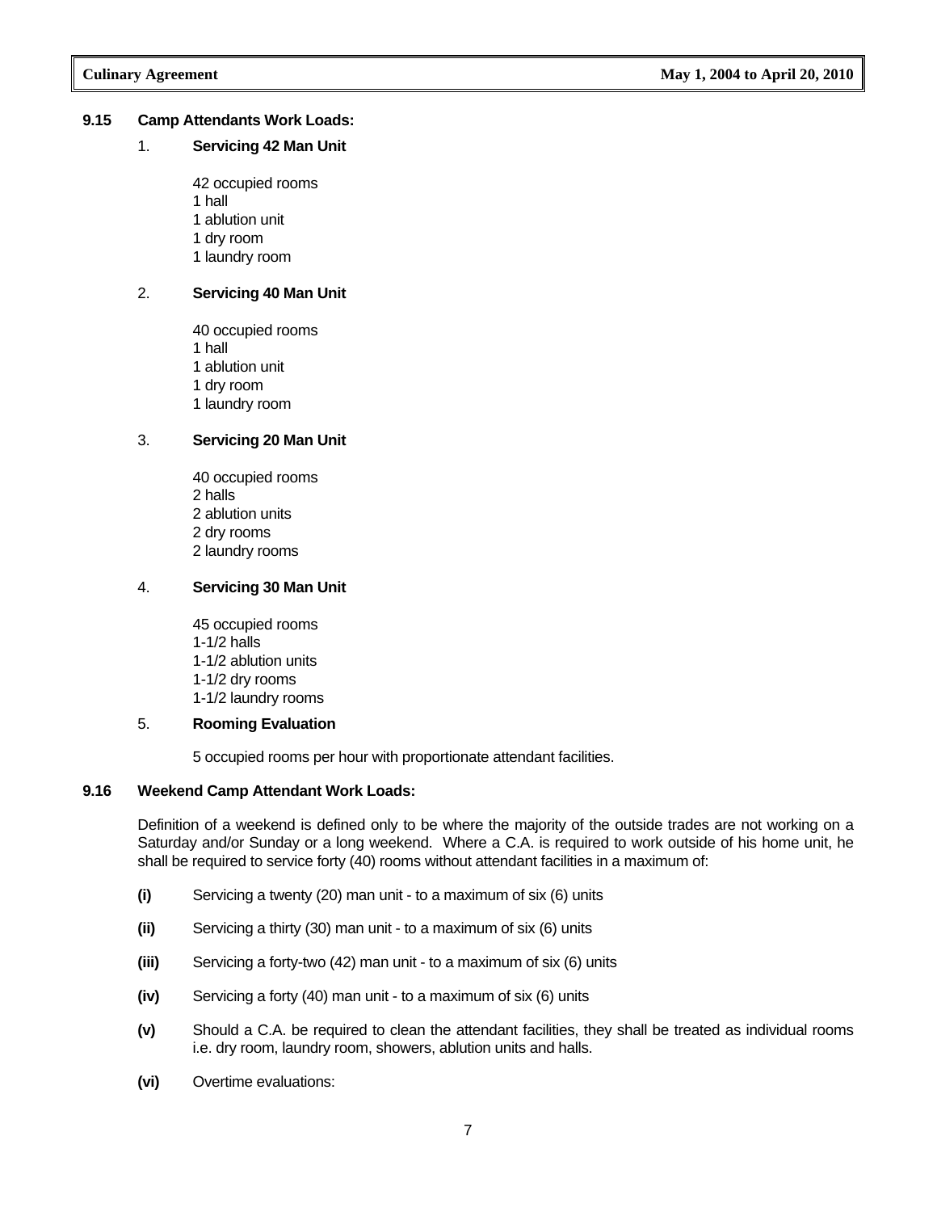### 9.15 Camp Attendants Work Loads:

1. **Servicing 42 Man Unit**

   42 occupied rooms
   1 hall
   1 ablution unit
   1 dry room
   1 laundry room

2. **Servicing 40 Man Unit**

   40 occupied rooms
   1 hall
   1 ablution unit
   1 dry room
   1 laundry room

3. **Servicing 20 Man Unit**

   40 occupied rooms
   2 halls
   2 ablution units
   2 dry rooms
   2 laundry rooms

4. **Servicing 30 Man Unit**

   45 occupied rooms
   1-1/2 halls
   1-1/2 ablution units
   1-1/2 dry rooms
   1-1/2 laundry rooms

5. **Rooming Evaluation**

   5 occupied rooms per hour with proportionate attendant facilities.

### 9.16 Weekend Camp Attendant Work Loads:

Definition of a weekend is defined only to be where the majority of the outside trades are not working on a Saturday and/or Sunday or a long weekend. Where a C.A. is required to work outside of his home unit, he shall be required to service forty (40) rooms without attendant facilities in a maximum of:

**(i)** Servicing a twenty (20) man unit - to a maximum of six (6) units

**(ii)** Servicing a thirty (30) man unit - to a maximum of six (6) units

**(iii)** Servicing a forty-two (42) man unit - to a maximum of six (6) units

**(iv)** Servicing a forty (40) man unit - to a maximum of six (6) units

**(v)** Should a C.A. be required to clean the attendant facilities, they shall be treated as individual rooms i.e. dry room, laundry room, showers, ablution units and halls.

**(vi)** Overtime evaluations: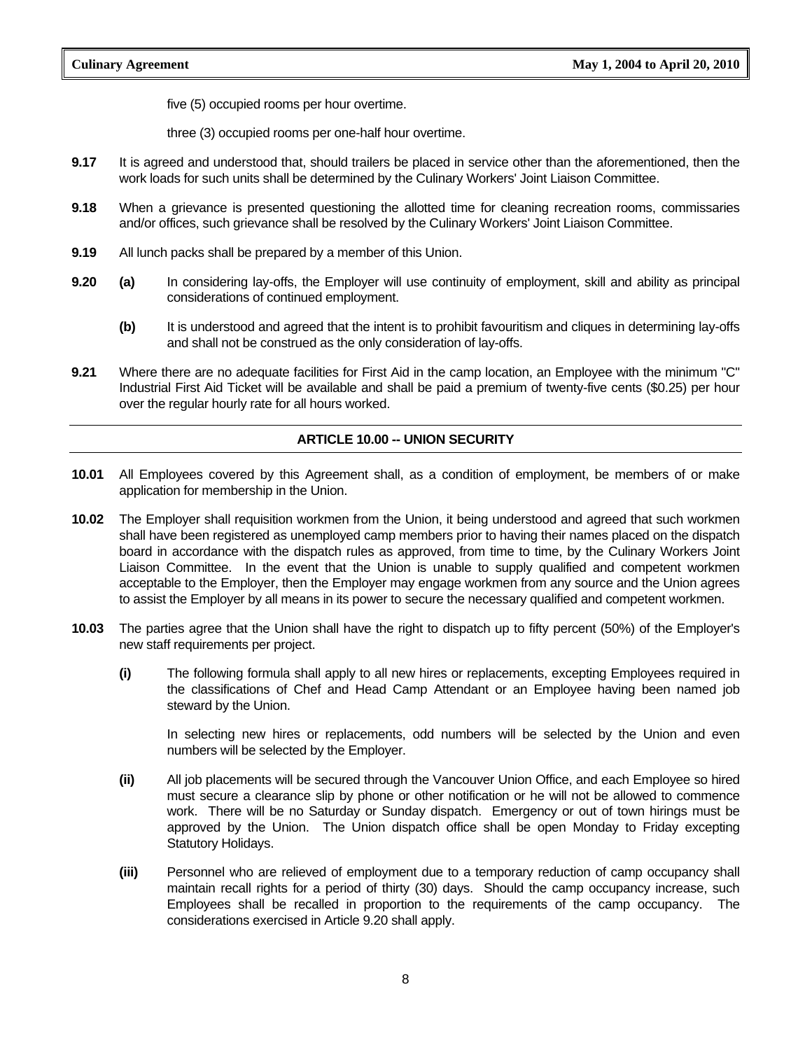five (5) occupied rooms per hour overtime.

three (3) occupied rooms per one-half hour overtime.

**9.17** It is agreed and understood that, should trailers be placed in service other than the aforementioned, then the work loads for such units shall be determined by the Culinary Workers' Joint Liaison Committee.

**9.18** When a grievance is presented questioning the allotted time for cleaning recreation rooms, commissaries and/or offices, such grievance shall be resolved by the Culinary Workers' Joint Liaison Committee.

**9.19** All lunch packs shall be prepared by a member of this Union.

**9.20** **(a)** In considering lay-offs, the Employer will use continuity of employment, skill and ability as principal considerations of continued employment.

**(b)** It is understood and agreed that the intent is to prohibit favouritism and cliques in determining lay-offs and shall not be construed as the only consideration of lay-offs.

**9.21** Where there are no adequate facilities for First Aid in the camp location, an Employee with the minimum "C" Industrial First Aid Ticket will be available and shall be paid a premium of twenty-five cents ($0.25) per hour over the regular hourly rate for all hours worked.

## ARTICLE 10.00 -- UNION SECURITY

**10.01** All Employees covered by this Agreement shall, as a condition of employment, be members of or make application for membership in the Union.

**10.02** The Employer shall requisition workmen from the Union, it being understood and agreed that such workmen shall have been registered as unemployed camp members prior to having their names placed on the dispatch board in accordance with the dispatch rules as approved, from time to time, by the Culinary Workers Joint Liaison Committee. In the event that the Union is unable to supply qualified and competent workmen acceptable to the Employer, then the Employer may engage workmen from any source and the Union agrees to assist the Employer by all means in its power to secure the necessary qualified and competent workmen.

**10.03** The parties agree that the Union shall have the right to dispatch up to fifty percent (50%) of the Employer's new staff requirements per project.

**(i)** The following formula shall apply to all new hires or replacements, excepting Employees required in the classifications of Chef and Head Camp Attendant or an Employee having been named job steward by the Union.

In selecting new hires or replacements, odd numbers will be selected by the Union and even numbers will be selected by the Employer.

**(ii)** All job placements will be secured through the Vancouver Union Office, and each Employee so hired must secure a clearance slip by phone or other notification or he will not be allowed to commence work. There will be no Saturday or Sunday dispatch. Emergency or out of town hirings must be approved by the Union. The Union dispatch office shall be open Monday to Friday excepting Statutory Holidays.

**(iii)** Personnel who are relieved of employment due to a temporary reduction of camp occupancy shall maintain recall rights for a period of thirty (30) days. Should the camp occupancy increase, such Employees shall be recalled in proportion to the requirements of the camp occupancy. The considerations exercised in Article 9.20 shall apply.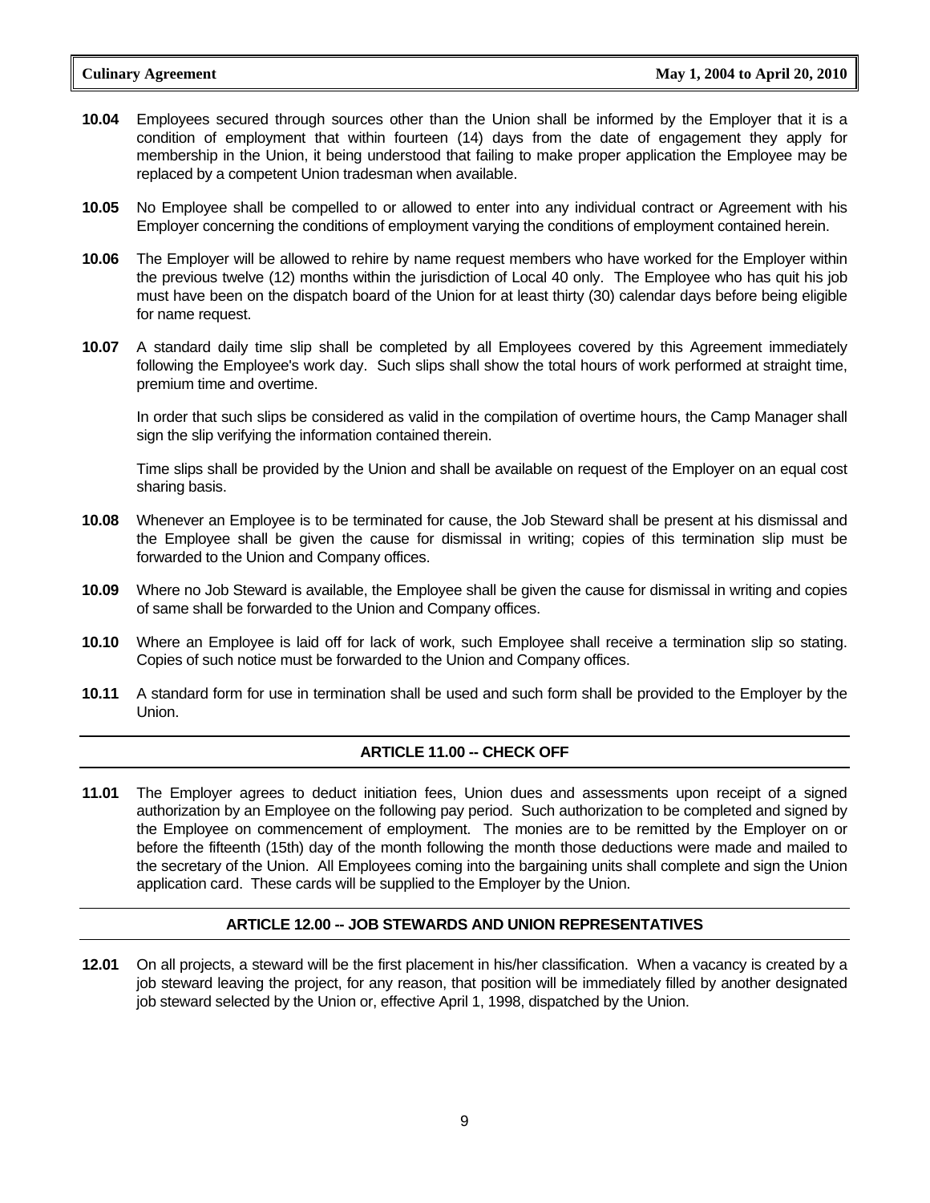**10.04** Employees secured through sources other than the Union shall be informed by the Employer that it is a condition of employment that within fourteen (14) days from the date of engagement they apply for membership in the Union, it being understood that failing to make proper application the Employee may be replaced by a competent Union tradesman when available.

**10.05** No Employee shall be compelled to or allowed to enter into any individual contract or Agreement with his Employer concerning the conditions of employment varying the conditions of employment contained herein.

**10.06** The Employer will be allowed to rehire by name request members who have worked for the Employer within the previous twelve (12) months within the jurisdiction of Local 40 only. The Employee who has quit his job must have been on the dispatch board of the Union for at least thirty (30) calendar days before being eligible for name request.

**10.07** A standard daily time slip shall be completed by all Employees covered by this Agreement immediately following the Employee's work day. Such slips shall show the total hours of work performed at straight time, premium time and overtime.

In order that such slips be considered as valid in the compilation of overtime hours, the Camp Manager shall sign the slip verifying the information contained therein.

Time slips shall be provided by the Union and shall be available on request of the Employer on an equal cost sharing basis.

**10.08** Whenever an Employee is to be terminated for cause, the Job Steward shall be present at his dismissal and the Employee shall be given the cause for dismissal in writing; copies of this termination slip must be forwarded to the Union and Company offices.

**10.09** Where no Job Steward is available, the Employee shall be given the cause for dismissal in writing and copies of same shall be forwarded to the Union and Company offices.

**10.10** Where an Employee is laid off for lack of work, such Employee shall receive a termination slip so stating. Copies of such notice must be forwarded to the Union and Company offices.

**10.11** A standard form for use in termination shall be used and such form shall be provided to the Employer by the Union.

## ARTICLE 11.00 -- CHECK OFF

**11.01** The Employer agrees to deduct initiation fees, Union dues and assessments upon receipt of a signed authorization by an Employee on the following pay period. Such authorization to be completed and signed by the Employee on commencement of employment. The monies are to be remitted by the Employer on or before the fifteenth (15th) day of the month following the month those deductions were made and mailed to the secretary of the Union. All Employees coming into the bargaining units shall complete and sign the Union application card. These cards will be supplied to the Employer by the Union.

## ARTICLE 12.00 -- JOB STEWARDS AND UNION REPRESENTATIVES

**12.01** On all projects, a steward will be the first placement in his/her classification. When a vacancy is created by a job steward leaving the project, for any reason, that position will be immediately filled by another designated job steward selected by the Union or, effective April 1, 1998, dispatched by the Union.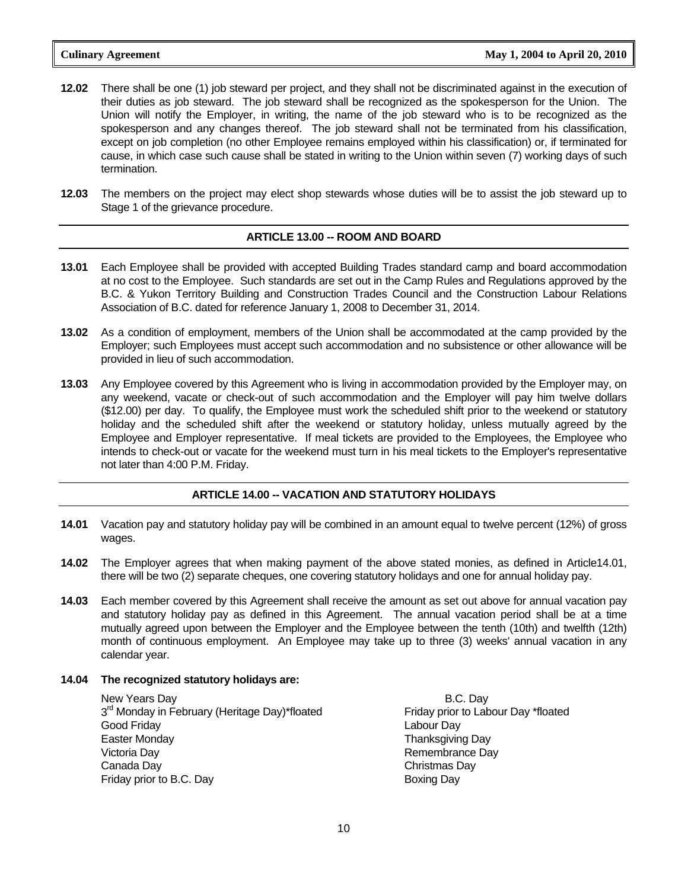**12.02** There shall be one (1) job steward per project, and they shall not be discriminated against in the execution of their duties as job steward. The job steward shall be recognized as the spokesperson for the Union. The Union will notify the Employer, in writing, the name of the job steward who is to be recognized as the spokesperson and any changes thereof. The job steward shall not be terminated from his classification, except on job completion (no other Employee remains employed within his classification) or, if terminated for cause, in which case such cause shall be stated in writing to the Union within seven (7) working days of such termination.

**12.03** The members on the project may elect shop stewards whose duties will be to assist the job steward up to Stage 1 of the grievance procedure.

## ARTICLE 13.00 -- ROOM AND BOARD

**13.01** Each Employee shall be provided with accepted Building Trades standard camp and board accommodation at no cost to the Employee. Such standards are set out in the Camp Rules and Regulations approved by the B.C. & Yukon Territory Building and Construction Trades Council and the Construction Labour Relations Association of B.C. dated for reference January 1, 2008 to December 31, 2014.

**13.02** As a condition of employment, members of the Union shall be accommodated at the camp provided by the Employer; such Employees must accept such accommodation and no subsistence or other allowance will be provided in lieu of such accommodation.

**13.03** Any Employee covered by this Agreement who is living in accommodation provided by the Employer may, on any weekend, vacate or check-out of such accommodation and the Employer will pay him twelve dollars ($12.00) per day. To qualify, the Employee must work the scheduled shift prior to the weekend or statutory holiday and the scheduled shift after the weekend or statutory holiday, unless mutually agreed by the Employee and Employer representative. If meal tickets are provided to the Employees, the Employee who intends to check-out or vacate for the weekend must turn in his meal tickets to the Employer's representative not later than 4:00 P.M. Friday.

## ARTICLE 14.00 -- VACATION AND STATUTORY HOLIDAYS

**14.01** Vacation pay and statutory holiday pay will be combined in an amount equal to twelve percent (12%) of gross wages.

**14.02** The Employer agrees that when making payment of the above stated monies, as defined in Article14.01, there will be two (2) separate cheques, one covering statutory holidays and one for annual holiday pay.

**14.03** Each member covered by this Agreement shall receive the amount as set out above for annual vacation pay and statutory holiday pay as defined in this Agreement. The annual vacation period shall be at a time mutually agreed upon between the Employer and the Employee between the tenth (10th) and twelfth (12th) month of continuous employment. An Employee may take up to three (3) weeks' annual vacation in any calendar year.

**14.04 The recognized statutory holidays are:**

- New Years Day
- 3rd Monday in February (Heritage Day)*floated
- Good Friday
- Easter Monday
- Victoria Day
- Canada Day
- Friday prior to B.C. Day
- B.C. Day
- Friday prior to Labour Day *floated
- Labour Day
- Thanksgiving Day
- Remembrance Day
- Christmas Day
- Boxing Day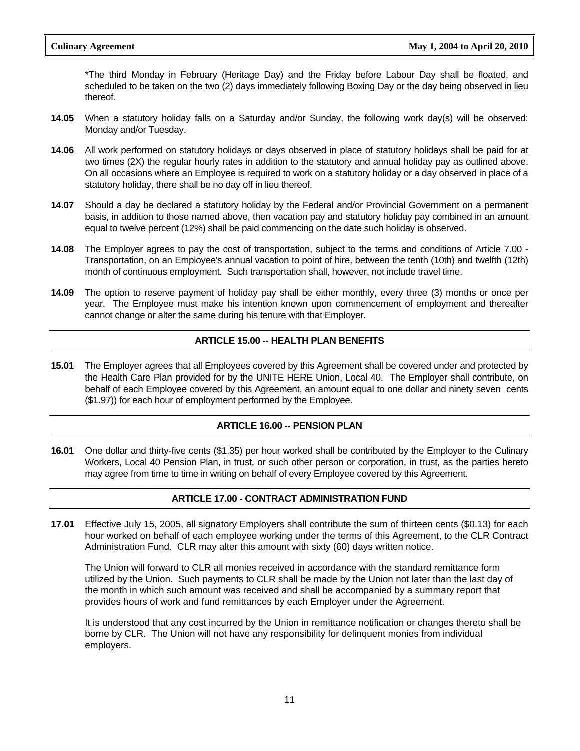*The third Monday in February (Heritage Day) and the Friday before Labour Day shall be floated, and scheduled to be taken on the two (2) days immediately following Boxing Day or the day being observed in lieu thereof.

**14.05** When a statutory holiday falls on a Saturday and/or Sunday, the following work day(s) will be observed: Monday and/or Tuesday.

**14.06** All work performed on statutory holidays or days observed in place of statutory holidays shall be paid for at two times (2X) the regular hourly rates in addition to the statutory and annual holiday pay as outlined above. On all occasions where an Employee is required to work on a statutory holiday or a day observed in place of a statutory holiday, there shall be no day off in lieu thereof.

**14.07** Should a day be declared a statutory holiday by the Federal and/or Provincial Government on a permanent basis, in addition to those named above, then vacation pay and statutory holiday pay combined in an amount equal to twelve percent (12%) shall be paid commencing on the date such holiday is observed.

**14.08** The Employer agrees to pay the cost of transportation, subject to the terms and conditions of Article 7.00 - Transportation, on an Employee's annual vacation to point of hire, between the tenth (10th) and twelfth (12th) month of continuous employment. Such transportation shall, however, not include travel time.

**14.09** The option to reserve payment of holiday pay shall be either monthly, every three (3) months or once per year. The Employee must make his intention known upon commencement of employment and thereafter cannot change or alter the same during his tenure with that Employer.

## ARTICLE 15.00 -- HEALTH PLAN BENEFITS

**15.01** The Employer agrees that all Employees covered by this Agreement shall be covered under and protected by the Health Care Plan provided for by the UNITE HERE Union, Local 40. The Employer shall contribute, on behalf of each Employee covered by this Agreement, an amount equal to one dollar and ninety seven cents ($1.97)) for each hour of employment performed by the Employee.

## ARTICLE 16.00 -- PENSION PLAN

**16.01** One dollar and thirty-five cents ($1.35) per hour worked shall be contributed by the Employer to the Culinary Workers, Local 40 Pension Plan, in trust, or such other person or corporation, in trust, as the parties hereto may agree from time to time in writing on behalf of every Employee covered by this Agreement.

## ARTICLE 17.00 - CONTRACT ADMINISTRATION FUND

**17.01** Effective July 15, 2005, all signatory Employers shall contribute the sum of thirteen cents ($0.13) for each hour worked on behalf of each employee working under the terms of this Agreement, to the CLR Contract Administration Fund. CLR may alter this amount with sixty (60) days written notice.

The Union will forward to CLR all monies received in accordance with the standard remittance form utilized by the Union. Such payments to CLR shall be made by the Union not later than the last day of the month in which such amount was received and shall be accompanied by a summary report that provides hours of work and fund remittances by each Employer under the Agreement.

It is understood that any cost incurred by the Union in remittance notification or changes thereto shall be borne by CLR. The Union will not have any responsibility for delinquent monies from individual employers.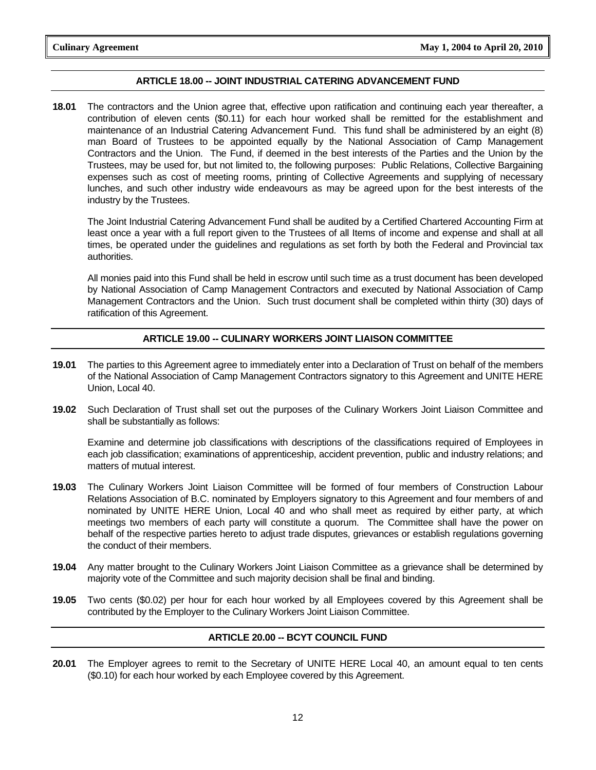## ARTICLE 18.00 -- JOINT INDUSTRIAL CATERING ADVANCEMENT FUND

**18.01** The contractors and the Union agree that, effective upon ratification and continuing each year thereafter, a contribution of eleven cents ($0.11) for each hour worked shall be remitted for the establishment and maintenance of an Industrial Catering Advancement Fund. This fund shall be administered by an eight (8) man Board of Trustees to be appointed equally by the National Association of Camp Management Contractors and the Union. The Fund, if deemed in the best interests of the Parties and the Union by the Trustees, may be used for, but not limited to, the following purposes: Public Relations, Collective Bargaining expenses such as cost of meeting rooms, printing of Collective Agreements and supplying of necessary lunches, and such other industry wide endeavours as may be agreed upon for the best interests of the industry by the Trustees.

The Joint Industrial Catering Advancement Fund shall be audited by a Certified Chartered Accounting Firm at least once a year with a full report given to the Trustees of all Items of income and expense and shall at all times, be operated under the guidelines and regulations as set forth by both the Federal and Provincial tax authorities.

All monies paid into this Fund shall be held in escrow until such time as a trust document has been developed by National Association of Camp Management Contractors and executed by National Association of Camp Management Contractors and the Union. Such trust document shall be completed within thirty (30) days of ratification of this Agreement.

## ARTICLE 19.00 -- CULINARY WORKERS JOINT LIAISON COMMITTEE

**19.01** The parties to this Agreement agree to immediately enter into a Declaration of Trust on behalf of the members of the National Association of Camp Management Contractors signatory to this Agreement and UNITE HERE Union, Local 40.

**19.02** Such Declaration of Trust shall set out the purposes of the Culinary Workers Joint Liaison Committee and shall be substantially as follows:

Examine and determine job classifications with descriptions of the classifications required of Employees in each job classification; examinations of apprenticeship, accident prevention, public and industry relations; and matters of mutual interest.

**19.03** The Culinary Workers Joint Liaison Committee will be formed of four members of Construction Labour Relations Association of B.C. nominated by Employers signatory to this Agreement and four members of and nominated by UNITE HERE Union, Local 40 and who shall meet as required by either party, at which meetings two members of each party will constitute a quorum. The Committee shall have the power on behalf of the respective parties hereto to adjust trade disputes, grievances or establish regulations governing the conduct of their members.

**19.04** Any matter brought to the Culinary Workers Joint Liaison Committee as a grievance shall be determined by majority vote of the Committee and such majority decision shall be final and binding.

**19.05** Two cents ($0.02) per hour for each hour worked by all Employees covered by this Agreement shall be contributed by the Employer to the Culinary Workers Joint Liaison Committee.

## ARTICLE 20.00 -- BCYT COUNCIL FUND

**20.01** The Employer agrees to remit to the Secretary of UNITE HERE Local 40, an amount equal to ten cents ($0.10) for each hour worked by each Employee covered by this Agreement.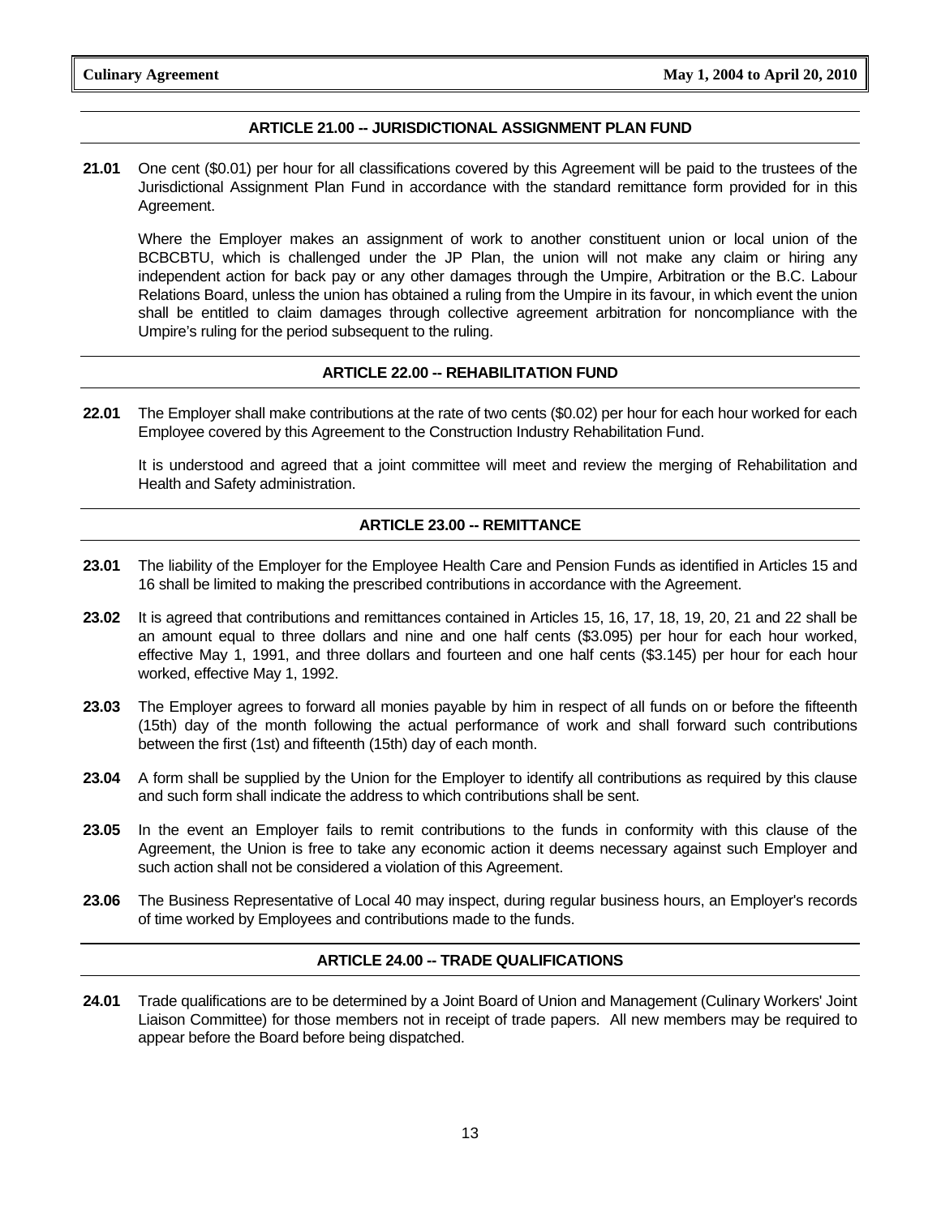## ARTICLE 21.00 -- JURISDICTIONAL ASSIGNMENT PLAN FUND

**21.01** One cent ($0.01) per hour for all classifications covered by this Agreement will be paid to the trustees of the Jurisdictional Assignment Plan Fund in accordance with the standard remittance form provided for in this Agreement.

Where the Employer makes an assignment of work to another constituent union or local union of the BCBCBTU, which is challenged under the JP Plan, the union will not make any claim or hiring any independent action for back pay or any other damages through the Umpire, Arbitration or the B.C. Labour Relations Board, unless the union has obtained a ruling from the Umpire in its favour, in which event the union shall be entitled to claim damages through collective agreement arbitration for noncompliance with the Umpire's ruling for the period subsequent to the ruling.

## ARTICLE 22.00 -- REHABILITATION FUND

**22.01** The Employer shall make contributions at the rate of two cents ($0.02) per hour for each hour worked for each Employee covered by this Agreement to the Construction Industry Rehabilitation Fund.

It is understood and agreed that a joint committee will meet and review the merging of Rehabilitation and Health and Safety administration.

## ARTICLE 23.00 -- REMITTANCE

**23.01** The liability of the Employer for the Employee Health Care and Pension Funds as identified in Articles 15 and 16 shall be limited to making the prescribed contributions in accordance with the Agreement.

**23.02** It is agreed that contributions and remittances contained in Articles 15, 16, 17, 18, 19, 20, 21 and 22 shall be an amount equal to three dollars and nine and one half cents ($3.095) per hour for each hour worked, effective May 1, 1991, and three dollars and fourteen and one half cents ($3.145) per hour for each hour worked, effective May 1, 1992.

**23.03** The Employer agrees to forward all monies payable by him in respect of all funds on or before the fifteenth (15th) day of the month following the actual performance of work and shall forward such contributions between the first (1st) and fifteenth (15th) day of each month.

**23.04** A form shall be supplied by the Union for the Employer to identify all contributions as required by this clause and such form shall indicate the address to which contributions shall be sent.

**23.05** In the event an Employer fails to remit contributions to the funds in conformity with this clause of the Agreement, the Union is free to take any economic action it deems necessary against such Employer and such action shall not be considered a violation of this Agreement.

**23.06** The Business Representative of Local 40 may inspect, during regular business hours, an Employer's records of time worked by Employees and contributions made to the funds.

## ARTICLE 24.00 -- TRADE QUALIFICATIONS

**24.01** Trade qualifications are to be determined by a Joint Board of Union and Management (Culinary Workers' Joint Liaison Committee) for those members not in receipt of trade papers. All new members may be required to appear before the Board before being dispatched.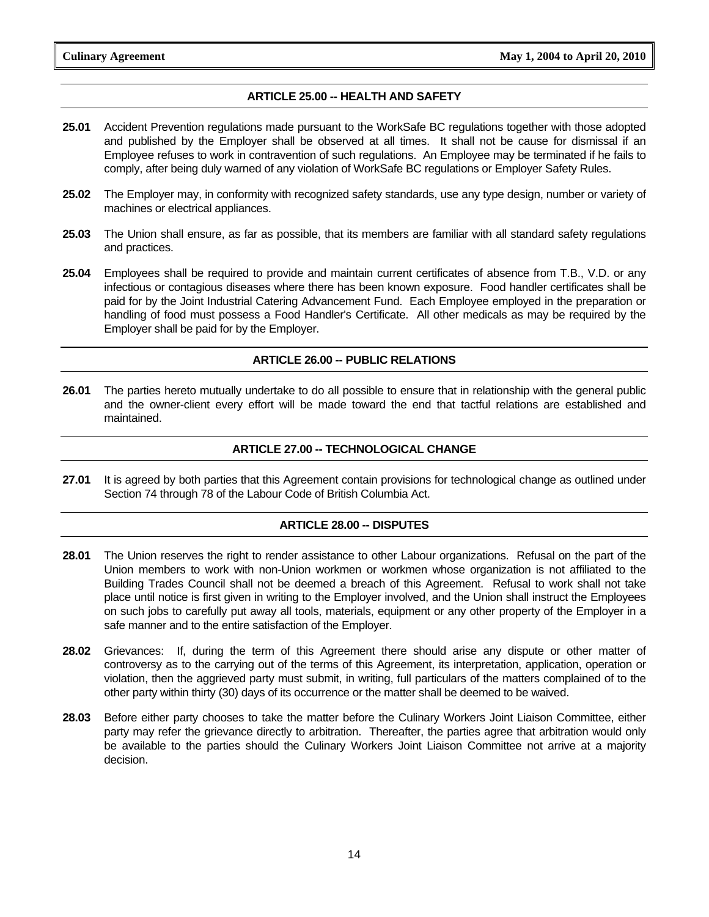## ARTICLE 25.00 -- HEALTH AND SAFETY

**25.01** Accident Prevention regulations made pursuant to the WorkSafe BC regulations together with those adopted and published by the Employer shall be observed at all times. It shall not be cause for dismissal if an Employee refuses to work in contravention of such regulations. An Employee may be terminated if he fails to comply, after being duly warned of any violation of WorkSafe BC regulations or Employer Safety Rules.

**25.02** The Employer may, in conformity with recognized safety standards, use any type design, number or variety of machines or electrical appliances.

**25.03** The Union shall ensure, as far as possible, that its members are familiar with all standard safety regulations and practices.

**25.04** Employees shall be required to provide and maintain current certificates of absence from T.B., V.D. or any infectious or contagious diseases where there has been known exposure. Food handler certificates shall be paid for by the Joint Industrial Catering Advancement Fund. Each Employee employed in the preparation or handling of food must possess a Food Handler's Certificate. All other medicals as may be required by the Employer shall be paid for by the Employer.

## ARTICLE 26.00 -- PUBLIC RELATIONS

**26.01** The parties hereto mutually undertake to do all possible to ensure that in relationship with the general public and the owner-client every effort will be made toward the end that tactful relations are established and maintained.

## ARTICLE 27.00 -- TECHNOLOGICAL CHANGE

**27.01** It is agreed by both parties that this Agreement contain provisions for technological change as outlined under Section 74 through 78 of the Labour Code of British Columbia Act.

## ARTICLE 28.00 -- DISPUTES

**28.01** The Union reserves the right to render assistance to other Labour organizations. Refusal on the part of the Union members to work with non-Union workmen or workmen whose organization is not affiliated to the Building Trades Council shall not be deemed a breach of this Agreement. Refusal to work shall not take place until notice is first given in writing to the Employer involved, and the Union shall instruct the Employees on such jobs to carefully put away all tools, materials, equipment or any other property of the Employer in a safe manner and to the entire satisfaction of the Employer.

**28.02** Grievances: If, during the term of this Agreement there should arise any dispute or other matter of controversy as to the carrying out of the terms of this Agreement, its interpretation, application, operation or violation, then the aggrieved party must submit, in writing, full particulars of the matters complained of to the other party within thirty (30) days of its occurrence or the matter shall be deemed to be waived.

**28.03** Before either party chooses to take the matter before the Culinary Workers Joint Liaison Committee, either party may refer the grievance directly to arbitration. Thereafter, the parties agree that arbitration would only be available to the parties should the Culinary Workers Joint Liaison Committee not arrive at a majority decision.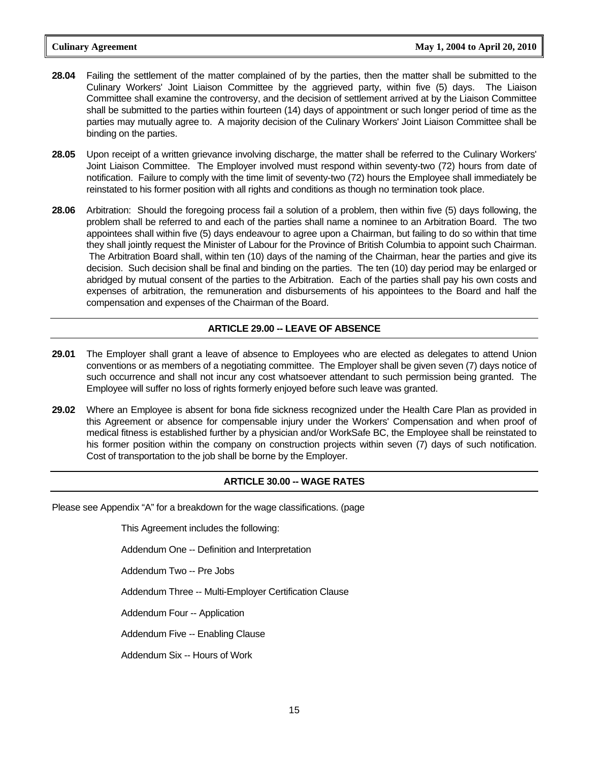**28.04** Failing the settlement of the matter complained of by the parties, then the matter shall be submitted to the Culinary Workers' Joint Liaison Committee by the aggrieved party, within five (5) days. The Liaison Committee shall examine the controversy, and the decision of settlement arrived at by the Liaison Committee shall be submitted to the parties within fourteen (14) days of appointment or such longer period of time as the parties may mutually agree to. A majority decision of the Culinary Workers' Joint Liaison Committee shall be binding on the parties.

**28.05** Upon receipt of a written grievance involving discharge, the matter shall be referred to the Culinary Workers' Joint Liaison Committee. The Employer involved must respond within seventy-two (72) hours from date of notification. Failure to comply with the time limit of seventy-two (72) hours the Employee shall immediately be reinstated to his former position with all rights and conditions as though no termination took place.

**28.06** Arbitration: Should the foregoing process fail a solution of a problem, then within five (5) days following, the problem shall be referred to and each of the parties shall name a nominee to an Arbitration Board. The two appointees shall within five (5) days endeavour to agree upon a Chairman, but failing to do so within that time they shall jointly request the Minister of Labour for the Province of British Columbia to appoint such Chairman. The Arbitration Board shall, within ten (10) days of the naming of the Chairman, hear the parties and give its decision. Such decision shall be final and binding on the parties. The ten (10) day period may be enlarged or abridged by mutual consent of the parties to the Arbitration. Each of the parties shall pay his own costs and expenses of arbitration, the remuneration and disbursements of his appointees to the Board and half the compensation and expenses of the Chairman of the Board.

## ARTICLE 29.00 -- LEAVE OF ABSENCE

**29.01** The Employer shall grant a leave of absence to Employees who are elected as delegates to attend Union conventions or as members of a negotiating committee. The Employer shall be given seven (7) days notice of such occurrence and shall not incur any cost whatsoever attendant to such permission being granted. The Employee will suffer no loss of rights formerly enjoyed before such leave was granted.

**29.02** Where an Employee is absent for bona fide sickness recognized under the Health Care Plan as provided in this Agreement or absence for compensable injury under the Workers' Compensation and when proof of medical fitness is established further by a physician and/or WorkSafe BC, the Employee shall be reinstated to his former position within the company on construction projects within seven (7) days of such notification. Cost of transportation to the job shall be borne by the Employer.

## ARTICLE 30.00 -- WAGE RATES

Please see Appendix "A" for a breakdown for the wage classifications. (page

This Agreement includes the following:

Addendum One -- Definition and Interpretation

Addendum Two -- Pre Jobs

Addendum Three -- Multi-Employer Certification Clause

Addendum Four -- Application

Addendum Five -- Enabling Clause

Addendum Six -- Hours of Work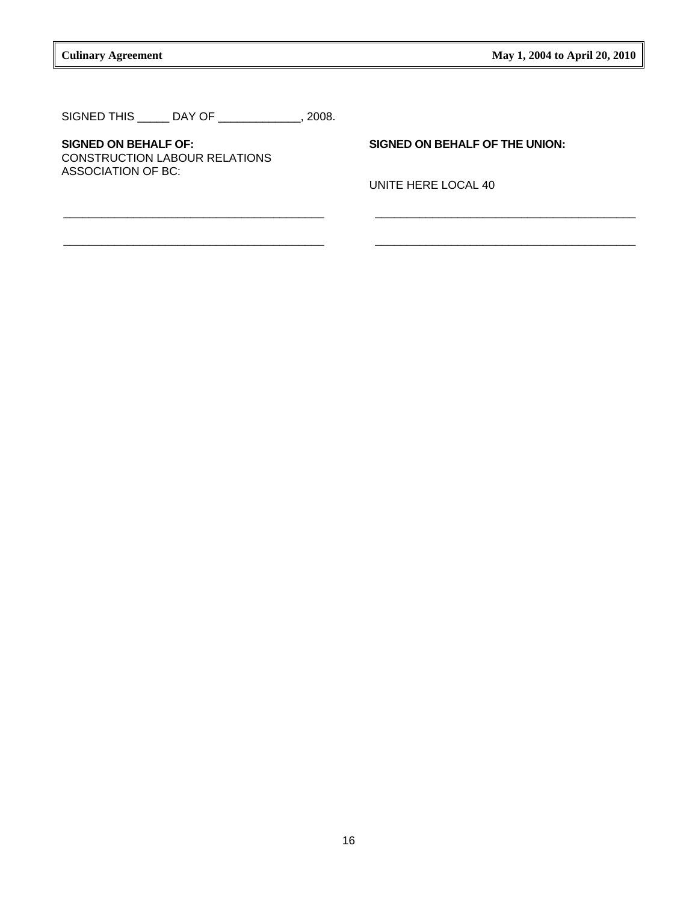SIGNED THIS _____ DAY OF _____________, 2008.

| **SIGNED ON BEHALF OF:** CONSTRUCTION LABOUR RELATIONS ASSOCIATION OF BC: | **SIGNED ON BEHALF OF THE UNION:** UNITE HERE LOCAL 40 |
| --- | --- |
| ___________________________________________ | ___________________________________________ |
| ___________________________________________ | ___________________________________________ |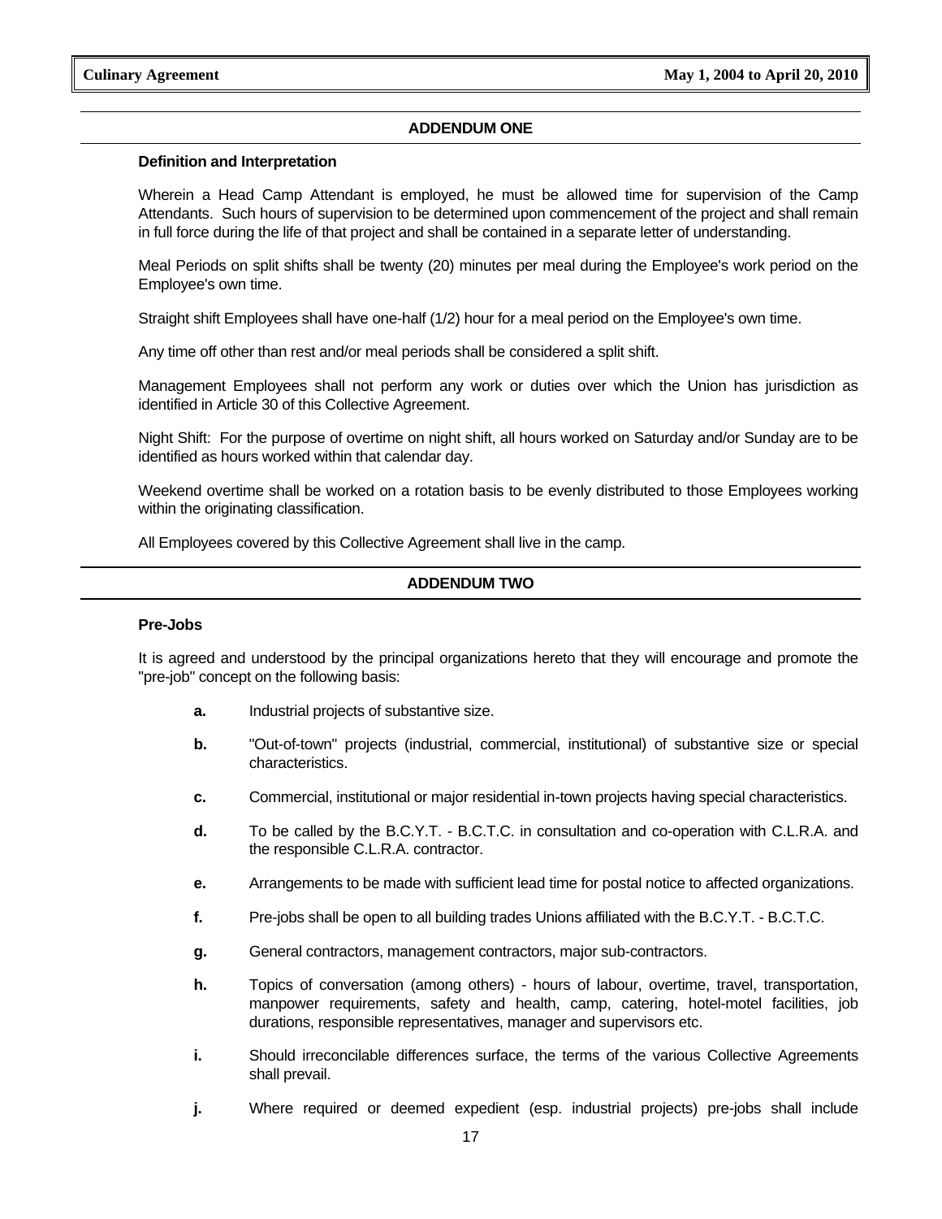## ADDENDUM ONE

**Definition and Interpretation**

Wherein a Head Camp Attendant is employed, he must be allowed time for supervision of the Camp Attendants. Such hours of supervision to be determined upon commencement of the project and shall remain in full force during the life of that project and shall be contained in a separate letter of understanding.

Meal Periods on split shifts shall be twenty (20) minutes per meal during the Employee's work period on the Employee's own time.

Straight shift Employees shall have one-half (1/2) hour for a meal period on the Employee's own time.

Any time off other than rest and/or meal periods shall be considered a split shift.

Management Employees shall not perform any work or duties over which the Union has jurisdiction as identified in Article 30 of this Collective Agreement.

Night Shift: For the purpose of overtime on night shift, all hours worked on Saturday and/or Sunday are to be identified as hours worked within that calendar day.

Weekend overtime shall be worked on a rotation basis to be evenly distributed to those Employees working within the originating classification.

All Employees covered by this Collective Agreement shall live in the camp.

## ADDENDUM TWO

**Pre-Jobs**

It is agreed and understood by the principal organizations hereto that they will encourage and promote the "pre-job" concept on the following basis:

**a.** Industrial projects of substantive size.

**b.** "Out-of-town" projects (industrial, commercial, institutional) of substantive size or special characteristics.

**c.** Commercial, institutional or major residential in-town projects having special characteristics.

**d.** To be called by the B.C.Y.T. - B.C.T.C. in consultation and co-operation with C.L.R.A. and the responsible C.L.R.A. contractor.

**e.** Arrangements to be made with sufficient lead time for postal notice to affected organizations.

**f.** Pre-jobs shall be open to all building trades Unions affiliated with the B.C.Y.T. - B.C.T.C.

**g.** General contractors, management contractors, major sub-contractors.

**h.** Topics of conversation (among others) - hours of labour, overtime, travel, transportation, manpower requirements, safety and health, camp, catering, hotel-motel facilities, job durations, responsible representatives, manager and supervisors etc.

**i.** Should irreconcilable differences surface, the terms of the various Collective Agreements shall prevail.

**j.** Where required or deemed expedient (esp. industrial projects) pre-jobs shall include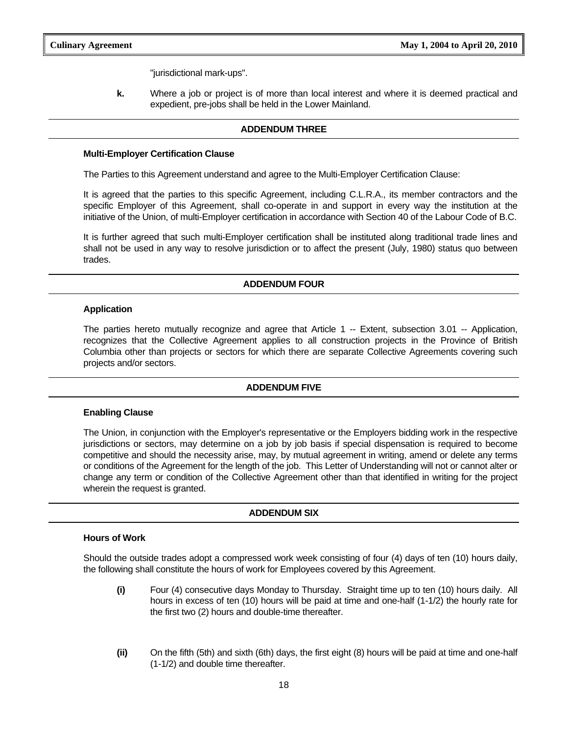"jurisdictional mark-ups".

**k.** Where a job or project is of more than local interest and where it is deemed practical and expedient, pre-jobs shall be held in the Lower Mainland.

## ADDENDUM THREE

**Multi-Employer Certification Clause**

The Parties to this Agreement understand and agree to the Multi-Employer Certification Clause:

It is agreed that the parties to this specific Agreement, including C.L.R.A., its member contractors and the specific Employer of this Agreement, shall co-operate in and support in every way the institution at the initiative of the Union, of multi-Employer certification in accordance with Section 40 of the Labour Code of B.C.

It is further agreed that such multi-Employer certification shall be instituted along traditional trade lines and shall not be used in any way to resolve jurisdiction or to affect the present (July, 1980) status quo between trades.

## ADDENDUM FOUR

**Application**

The parties hereto mutually recognize and agree that Article 1 -- Extent, subsection 3.01 -- Application, recognizes that the Collective Agreement applies to all construction projects in the Province of British Columbia other than projects or sectors for which there are separate Collective Agreements covering such projects and/or sectors.

## ADDENDUM FIVE

**Enabling Clause**

The Union, in conjunction with the Employer's representative or the Employers bidding work in the respective jurisdictions or sectors, may determine on a job by job basis if special dispensation is required to become competitive and should the necessity arise, may, by mutual agreement in writing, amend or delete any terms or conditions of the Agreement for the length of the job. This Letter of Understanding will not or cannot alter or change any term or condition of the Collective Agreement other than that identified in writing for the project wherein the request is granted.

## ADDENDUM SIX

**Hours of Work**

Should the outside trades adopt a compressed work week consisting of four (4) days of ten (10) hours daily, the following shall constitute the hours of work for Employees covered by this Agreement.

**(i)** Four (4) consecutive days Monday to Thursday. Straight time up to ten (10) hours daily. All hours in excess of ten (10) hours will be paid at time and one-half (1-1/2) the hourly rate for the first two (2) hours and double-time thereafter.

**(ii)** On the fifth (5th) and sixth (6th) days, the first eight (8) hours will be paid at time and one-half (1-1/2) and double time thereafter.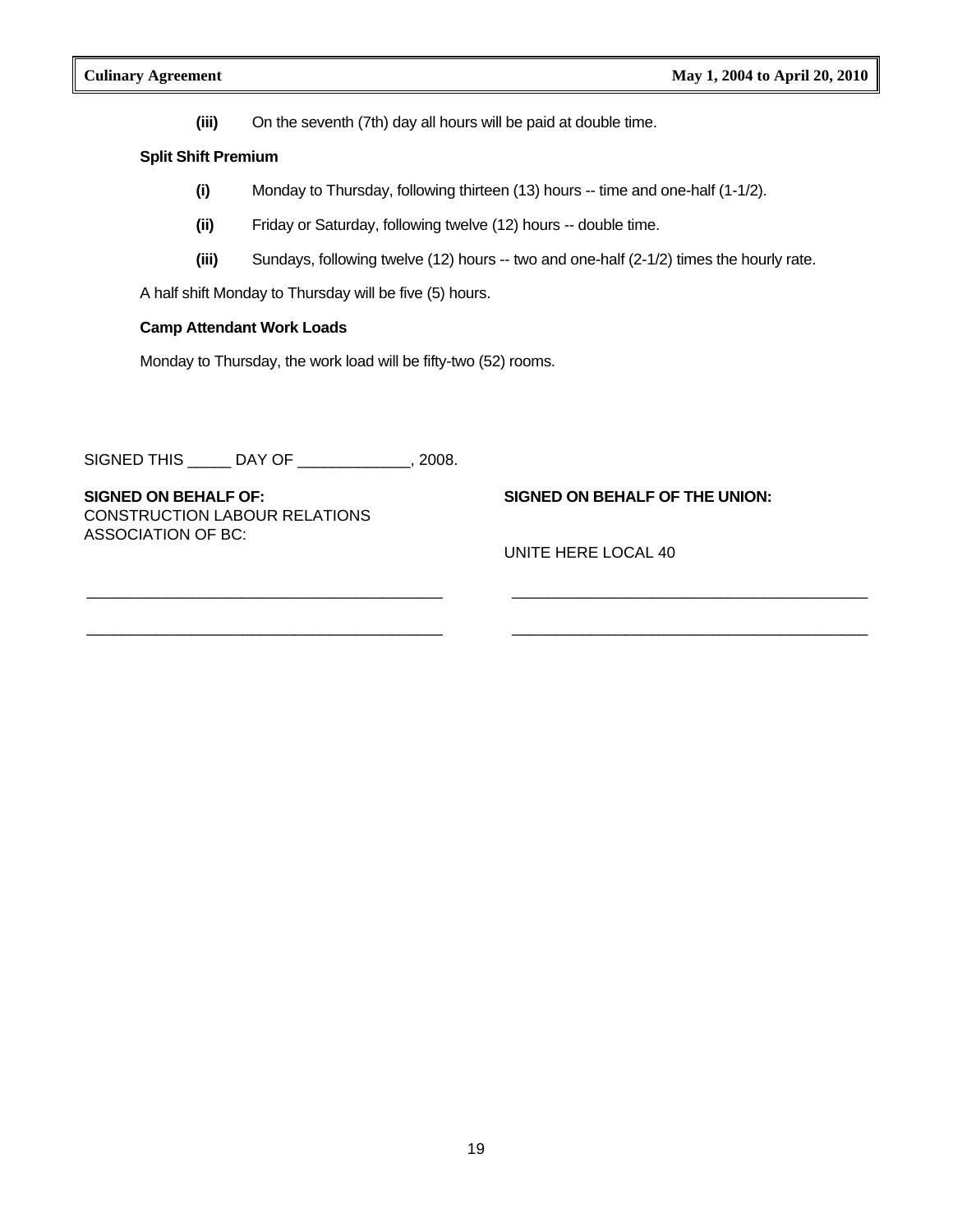**(iii)** On the seventh (7th) day all hours will be paid at double time.

**Split Shift Premium**

**(i)** Monday to Thursday, following thirteen (13) hours -- time and one-half (1-1/2).

**(ii)** Friday or Saturday, following twelve (12) hours -- double time.

**(iii)** Sundays, following twelve (12) hours -- two and one-half (2-1/2) times the hourly rate.

A half shift Monday to Thursday will be five (5) hours.

**Camp Attendant Work Loads**

Monday to Thursday, the work load will be fifty-two (52) rooms.

SIGNED THIS _____ DAY OF _____________, 2008.

**SIGNED ON BEHALF OF:**
CONSTRUCTION LABOUR RELATIONS ASSOCIATION OF BC:

__________________________________________

__________________________________________

**SIGNED ON BEHALF OF THE UNION:**

UNITE HERE LOCAL 40

__________________________________________

__________________________________________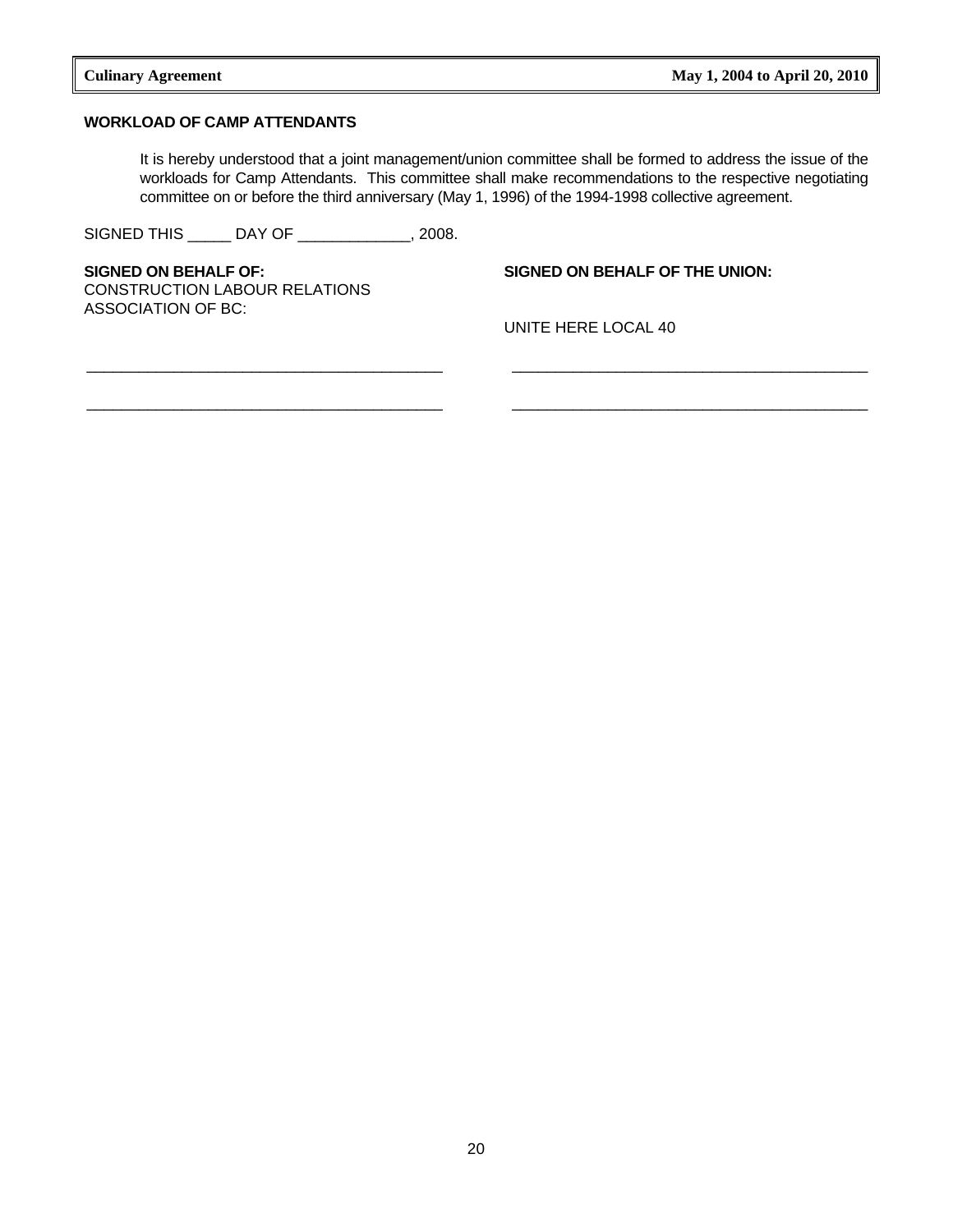**WORKLOAD OF CAMP ATTENDANTS**

It is hereby understood that a joint management/union committee shall be formed to address the issue of the workloads for Camp Attendants. This committee shall make recommendations to the respective negotiating committee on or before the third anniversary (May 1, 1996) of the 1994-1998 collective agreement.

SIGNED THIS _____ DAY OF _____________, 2008.

| **SIGNED ON BEHALF OF:** CONSTRUCTION LABOUR RELATIONS ASSOCIATION OF BC: | **SIGNED ON BEHALF OF THE UNION:** UNITE HERE LOCAL 40 |
|---|---|
| ___________________________________________ | ___________________________________________ |
| ___________________________________________ | ___________________________________________ |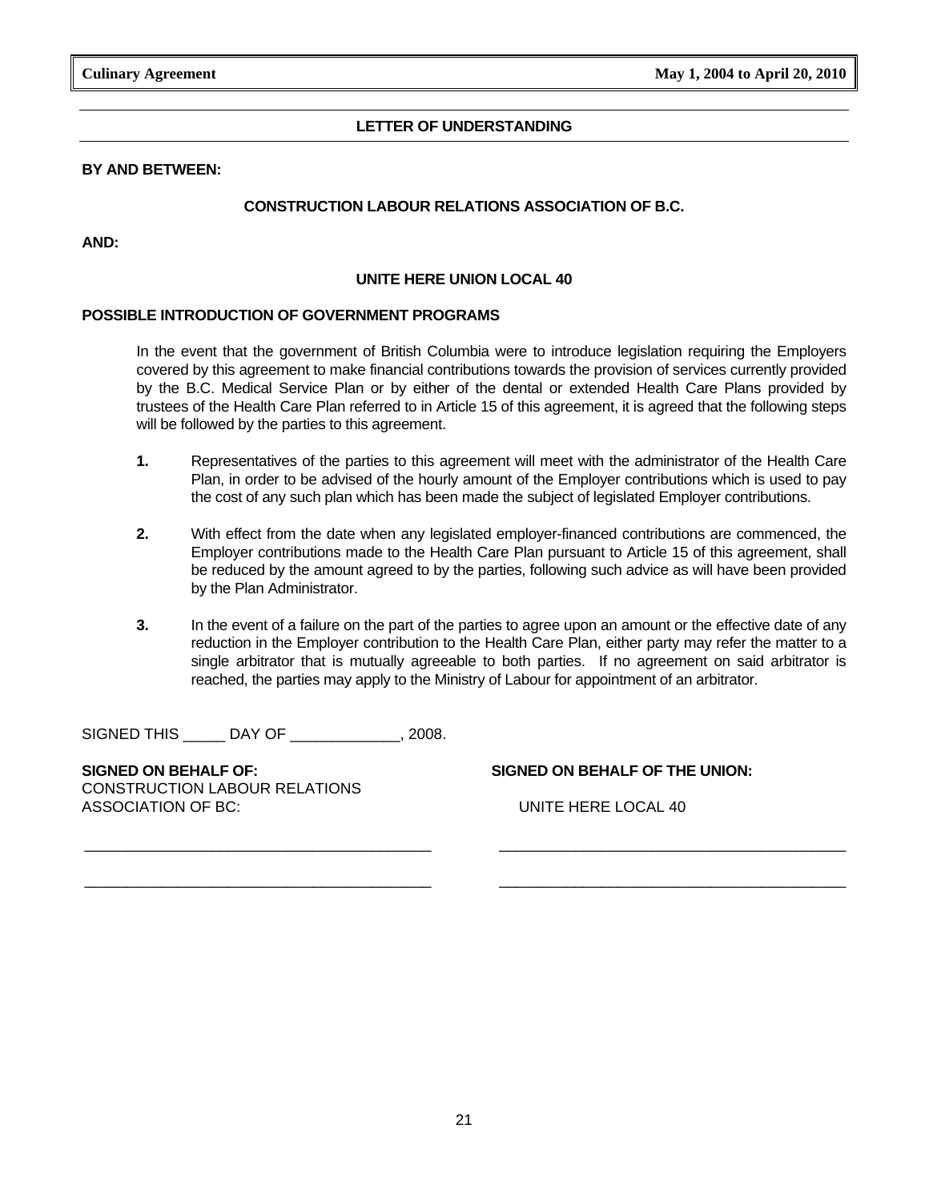## LETTER OF UNDERSTANDING

**BY AND BETWEEN:**

**CONSTRUCTION LABOUR RELATIONS ASSOCIATION OF B.C.**

**AND:**

**UNITE HERE UNION LOCAL 40**

**POSSIBLE INTRODUCTION OF GOVERNMENT PROGRAMS**

In the event that the government of British Columbia were to introduce legislation requiring the Employers covered by this agreement to make financial contributions towards the provision of services currently provided by the B.C. Medical Service Plan or by either of the dental or extended Health Care Plans provided by trustees of the Health Care Plan referred to in Article 15 of this agreement, it is agreed that the following steps will be followed by the parties to this agreement.

**1.** Representatives of the parties to this agreement will meet with the administrator of the Health Care Plan, in order to be advised of the hourly amount of the Employer contributions which is used to pay the cost of any such plan which has been made the subject of legislated Employer contributions.

**2.** With effect from the date when any legislated employer-financed contributions are commenced, the Employer contributions made to the Health Care Plan pursuant to Article 15 of this agreement, shall be reduced by the amount agreed to by the parties, following such advice as will have been provided by the Plan Administrator.

**3.** In the event of a failure on the part of the parties to agree upon an amount or the effective date of any reduction in the Employer contribution to the Health Care Plan, either party may refer the matter to a single arbitrator that is mutually agreeable to both parties. If no agreement on said arbitrator is reached, the parties may apply to the Ministry of Labour for appointment of an arbitrator.

SIGNED THIS _____ DAY OF _____________, 2008.

**SIGNED ON BEHALF OF:**
CONSTRUCTION LABOUR RELATIONS
ASSOCIATION OF BC:

_________________________________________

_________________________________________

**SIGNED ON BEHALF OF THE UNION:**
UNITE HERE LOCAL 40

_________________________________________

_________________________________________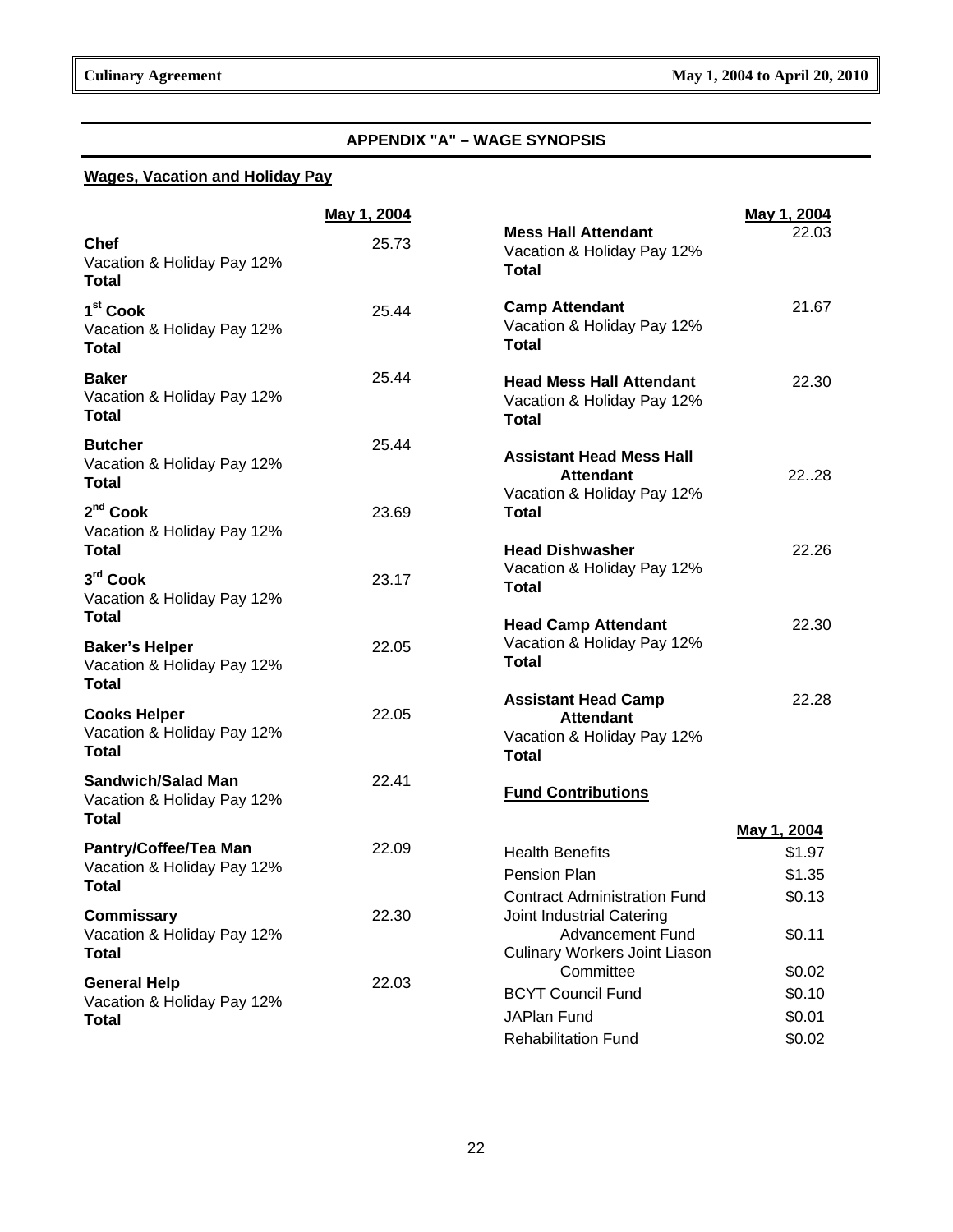## APPENDIX "A" – WAGE SYNOPSIS

**Wages, Vacation and Holiday Pay**

| | May 1, 2004 |
|---|---|
| **Chef** | 25.73 |
| Vacation & Holiday Pay 12% | |
| **Total** | |
| **1st Cook** | 25.44 |
| Vacation & Holiday Pay 12% | |
| **Total** | |
| **Baker** | 25.44 |
| Vacation & Holiday Pay 12% | |
| **Total** | |
| **Butcher** | 25.44 |
| Vacation & Holiday Pay 12% | |
| **Total** | |
| **2nd Cook** | 23.69 |
| Vacation & Holiday Pay 12% | |
| **Total** | |
| **3rd Cook** | 23.17 |
| Vacation & Holiday Pay 12% | |
| **Total** | |
| **Baker's Helper** | 22.05 |
| Vacation & Holiday Pay 12% | |
| **Total** | |
| **Cooks Helper** | 22.05 |
| Vacation & Holiday Pay 12% | |
| **Total** | |
| **Sandwich/Salad Man** | 22.41 |
| Vacation & Holiday Pay 12% | |
| **Total** | |
| **Pantry/Coffee/Tea Man** | 22.09 |
| Vacation & Holiday Pay 12% | |
| **Total** | |
| **Commissary** | 22.30 |
| Vacation & Holiday Pay 12% | |
| **Total** | |
| **General Help** | 22.03 |
| Vacation & Holiday Pay 12% | |
| **Total** | |
| **Mess Hall Attendant** | 22.03 |
| Vacation & Holiday Pay 12% | |
| **Total** | |
| **Camp Attendant** | 21.67 |
| Vacation & Holiday Pay 12% | |
| **Total** | |
| **Head Mess Hall Attendant** | 22.30 |
| Vacation & Holiday Pay 12% | |
| **Total** | |
| **Assistant Head Mess Hall Attendant** | 22..28 |
| Vacation & Holiday Pay 12% | |
| **Total** | |
| **Head Dishwasher** | 22.26 |
| Vacation & Holiday Pay 12% | |
| **Total** | |
| **Head Camp Attendant** | 22.30 |
| Vacation & Holiday Pay 12% | |
| **Total** | |
| **Assistant Head Camp Attendant** | 22.28 |
| Vacation & Holiday Pay 12% | |
| **Total** | |

**Fund Contributions**

| | May 1, 2004 |
|---|---|
| Health Benefits | $1.97 |
| Pension Plan | $1.35 |
| Contract Administration Fund | $0.13 |
| Joint Industrial Catering Advancement Fund | $0.11 |
| Culinary Workers Joint Liason Committee | $0.02 |
| BCYT Council Fund | $0.10 |
| JAPlan Fund | $0.01 |
| Rehabilitation Fund | $0.02 |